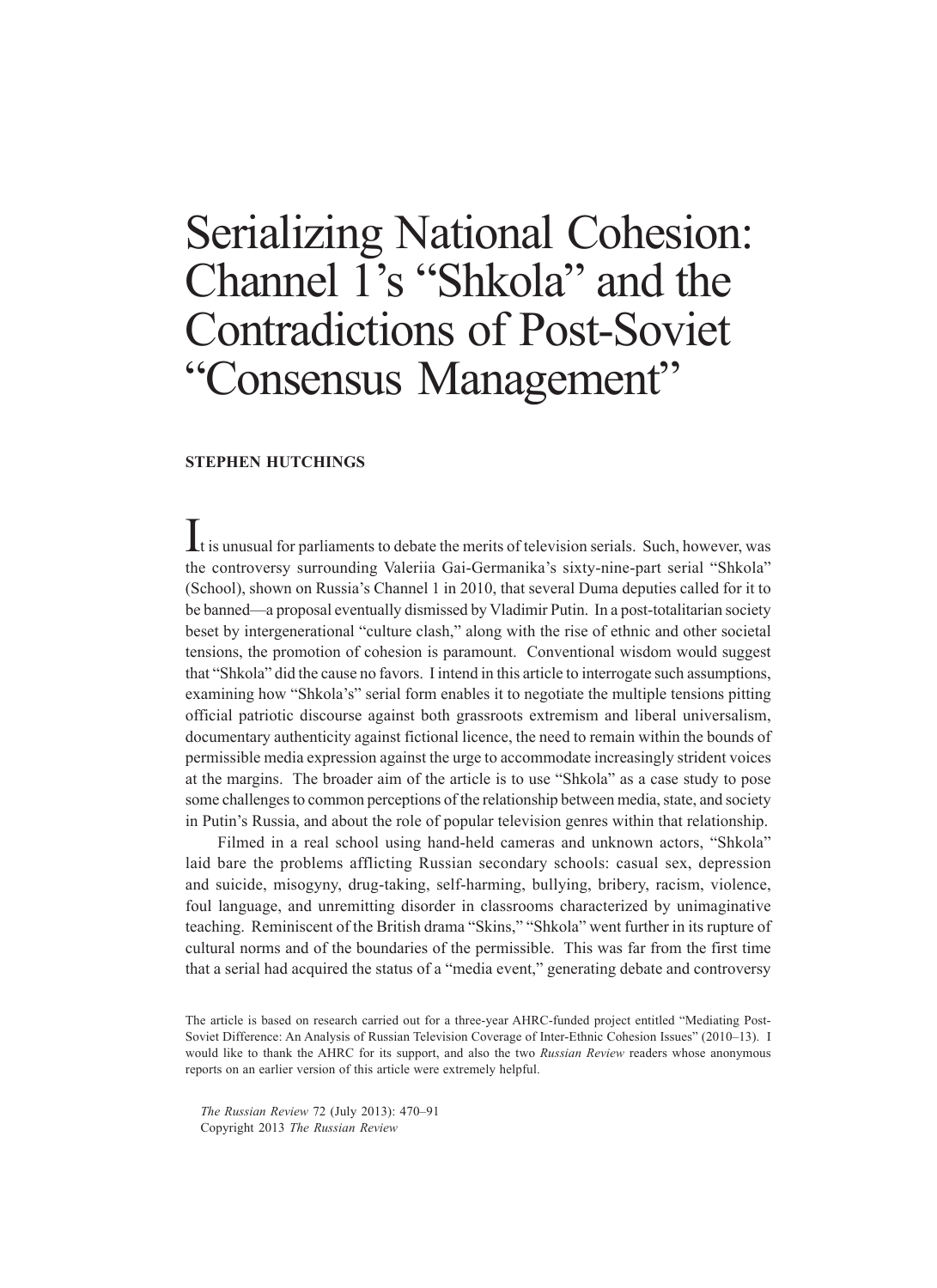# Serializing National Cohesion: Channel 1's "Shkola" and the Contradictions of Post-Soviet "Consensus Management"

**STEPHEN HUTCHINGS**

It is unusual for parliaments to debate the merits of television serials. Such, however, was the controversy surrounding Valeriia Gai-Germanika's sixty-nine-part serial "Shkola" (School), shown on Russia's Channel 1 in 2010, that several Duma deputies called for it to be banned—a proposal eventually dismissed by Vladimir Putin. In a post-totalitarian society beset by intergenerational "culture clash," along with the rise of ethnic and other societal tensions, the promotion of cohesion is paramount. Conventional wisdom would suggest that "Shkola" did the cause no favors. I intend in this article to interrogate such assumptions, examining how "Shkola's" serial form enables it to negotiate the multiple tensions pitting official patriotic discourse against both grassroots extremism and liberal universalism, documentary authenticity against fictional licence, the need to remain within the bounds of permissible media expression against the urge to accommodate increasingly strident voices at the margins. The broader aim of the article is to use "Shkola" as a case study to pose some challenges to common perceptions of the relationship between media, state, and society in Putin's Russia, and about the role of popular television genres within that relationship.

Filmed in a real school using hand-held cameras and unknown actors, "Shkola" laid bare the problems afflicting Russian secondary schools: casual sex, depression and suicide, misogyny, drug-taking, self-harming, bullying, bribery, racism, violence, foul language, and unremitting disorder in classrooms characterized by unimaginative teaching. Reminiscent of the British drama "Skins," "Shkola" went further in its rupture of cultural norms and of the boundaries of the permissible. This was far from the first time that a serial had acquired the status of a "media event," generating debate and controversy

The article is based on research carried out for a three-year AHRC-funded project entitled "Mediating Post-Soviet Difference: An Analysis of Russian Television Coverage of Inter-Ethnic Cohesion Issues" (2010–13). I would like to thank the AHRC for its support, and also the two *Russian Review* readers whose anonymous reports on an earlier version of this article were extremely helpful.

*The Russian Review* 72 (July 2013): 470–91
Copyright 2013 *The Russian Review*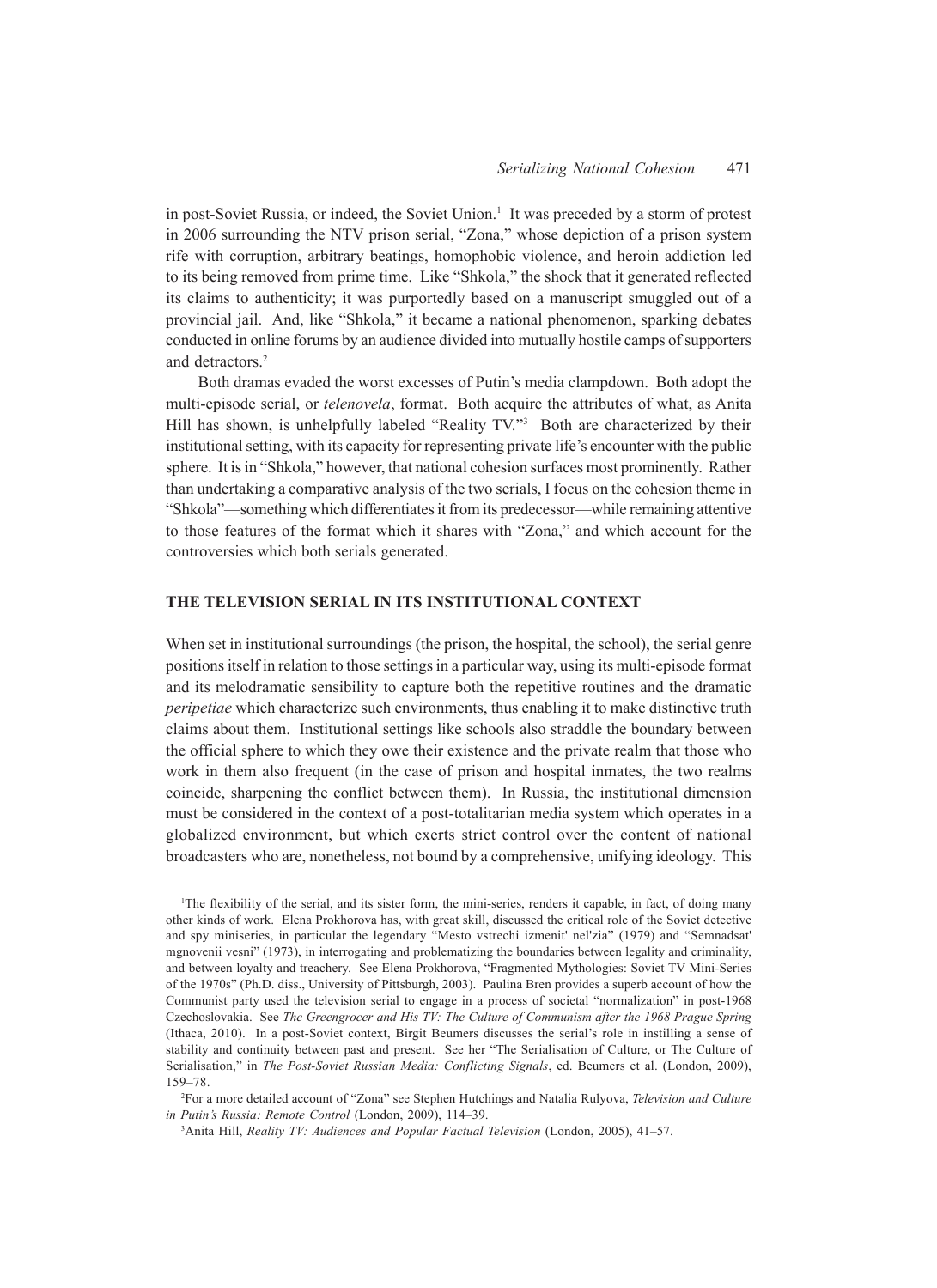in post-Soviet Russia, or indeed, the Soviet Union.[1] It was preceded by a storm of protest in 2006 surrounding the NTV prison serial, "Zona," whose depiction of a prison system rife with corruption, arbitrary beatings, homophobic violence, and heroin addiction led to its being removed from prime time. Like "Shkola," the shock that it generated reflected its claims to authenticity; it was purportedly based on a manuscript smuggled out of a provincial jail. And, like "Shkola," it became a national phenomenon, sparking debates conducted in online forums by an audience divided into mutually hostile camps of supporters and detractors.[2]

Both dramas evaded the worst excesses of Putin's media clampdown. Both adopt the multi-episode serial, or *telenovela*, format. Both acquire the attributes of what, as Anita Hill has shown, is unhelpfully labeled "Reality TV."[3] Both are characterized by their institutional setting, with its capacity for representing private life's encounter with the public sphere. It is in "Shkola," however, that national cohesion surfaces most prominently. Rather than undertaking a comparative analysis of the two serials, I focus on the cohesion theme in "Shkola"—something which differentiates it from its predecessor—while remaining attentive to those features of the format which it shares with "Zona," and which account for the controversies which both serials generated.

## THE TELEVISION SERIAL IN ITS INSTITUTIONAL CONTEXT

When set in institutional surroundings (the prison, the hospital, the school), the serial genre positions itself in relation to those settings in a particular way, using its multi-episode format and its melodramatic sensibility to capture both the repetitive routines and the dramatic *peripetiae* which characterize such environments, thus enabling it to make distinctive truth claims about them. Institutional settings like schools also straddle the boundary between the official sphere to which they owe their existence and the private realm that those who work in them also frequent (in the case of prison and hospital inmates, the two realms coincide, sharpening the conflict between them). In Russia, the institutional dimension must be considered in the context of a post-totalitarian media system which operates in a globalized environment, but which exerts strict control over the content of national broadcasters who are, nonetheless, not bound by a comprehensive, unifying ideology. This

[1] The flexibility of the serial, and its sister form, the mini-series, renders it capable, in fact, of doing many other kinds of work. Elena Prokhorova has, with great skill, discussed the critical role of the Soviet detective and spy miniseries, in particular the legendary "Mesto vstrechi izmenit' nel'zia" (1979) and "Semnadsat' mgnovenii vesni" (1973), in interrogating and problematizing the boundaries between legality and criminality, and between loyalty and treachery. See Elena Prokhorova, "Fragmented Mythologies: Soviet TV Mini-Series of the 1970s" (Ph.D. diss., University of Pittsburgh, 2003). Paulina Bren provides a superb account of how the Communist party used the television serial to engage in a process of societal "normalization" in post-1968 Czechoslovakia. See *The Greengrocer and His TV: The Culture of Communism after the 1968 Prague Spring* (Ithaca, 2010). In a post-Soviet context, Birgit Beumers discusses the serial's role in instilling a sense of stability and continuity between past and present. See her "The Serialisation of Culture, or The Culture of Serialisation," in *The Post-Soviet Russian Media: Conflicting Signals*, ed. Beumers et al. (London, 2009), 159–78.

[2] For a more detailed account of "Zona" see Stephen Hutchings and Natalia Rulyova, *Television and Culture in Putin's Russia: Remote Control* (London, 2009), 114–39.

[3] Anita Hill, *Reality TV: Audiences and Popular Factual Television* (London, 2005), 41–57.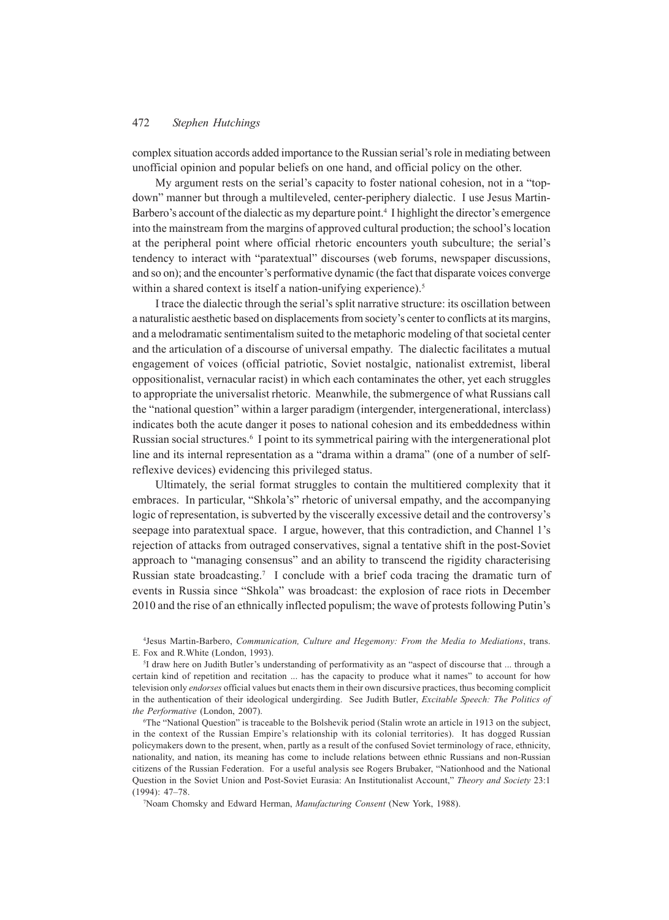complex situation accords added importance to the Russian serial's role in mediating between unofficial opinion and popular beliefs on one hand, and official policy on the other.

My argument rests on the serial's capacity to foster national cohesion, not in a "top-down" manner but through a multileveled, center-periphery dialectic. I use Jesus Martin-Barbero's account of the dialectic as my departure point.[4] I highlight the director's emergence into the mainstream from the margins of approved cultural production; the school's location at the peripheral point where official rhetoric encounters youth subculture; the serial's tendency to interact with "paratextual" discourses (web forums, newspaper discussions, and so on); and the encounter's performative dynamic (the fact that disparate voices converge within a shared context is itself a nation-unifying experience).[5]

I trace the dialectic through the serial's split narrative structure: its oscillation between a naturalistic aesthetic based on displacements from society's center to conflicts at its margins, and a melodramatic sentimentalism suited to the metaphoric modeling of that societal center and the articulation of a discourse of universal empathy. The dialectic facilitates a mutual engagement of voices (official patriotic, Soviet nostalgic, nationalist extremist, liberal oppositionalist, vernacular racist) in which each contaminates the other, yet each struggles to appropriate the universalist rhetoric. Meanwhile, the submergence of what Russians call the "national question" within a larger paradigm (intergender, intergenerational, interclass) indicates both the acute danger it poses to national cohesion and its embeddedness within Russian social structures.[6] I point to its symmetrical pairing with the intergenerational plot line and its internal representation as a "drama within a drama" (one of a number of self-reflexive devices) evidencing this privileged status.

Ultimately, the serial format struggles to contain the multitiered complexity that it embraces. In particular, "Shkola's" rhetoric of universal empathy, and the accompanying logic of representation, is subverted by the viscerally excessive detail and the controversy's seepage into paratextual space. I argue, however, that this contradiction, and Channel 1's rejection of attacks from outraged conservatives, signal a tentative shift in the post-Soviet approach to "managing consensus" and an ability to transcend the rigidity characterising Russian state broadcasting.[7] I conclude with a brief coda tracing the dramatic turn of events in Russia since "Shkola" was broadcast: the explosion of race riots in December 2010 and the rise of an ethnically inflected populism; the wave of protests following Putin's

[4]Jesus Martin-Barbero, *Communication, Culture and Hegemony: From the Media to Mediations*, trans. E. Fox and R.White (London, 1993).

[5]I draw here on Judith Butler's understanding of performativity as an "aspect of discourse that ... through a certain kind of repetition and recitation ... has the capacity to produce what it names" to account for how television only *endorses* official values but enacts them in their own discursive practices, thus becoming complicit in the authentication of their ideological undergirding. See Judith Butler, *Excitable Speech: The Politics of the Performative* (London, 2007).

[6]The "National Question" is traceable to the Bolshevik period (Stalin wrote an article in 1913 on the subject, in the context of the Russian Empire's relationship with its colonial territories). It has dogged Russian policymakers down to the present, when, partly as a result of the confused Soviet terminology of race, ethnicity, nationality, and nation, its meaning has come to include relations between ethnic Russians and non-Russian citizens of the Russian Federation. For a useful analysis see Rogers Brubaker, "Nationhood and the National Question in the Soviet Union and Post-Soviet Eurasia: An Institutionalist Account," *Theory and Society* 23:1 (1994): 47–78.

[7]Noam Chomsky and Edward Herman, *Manufacturing Consent* (New York, 1988).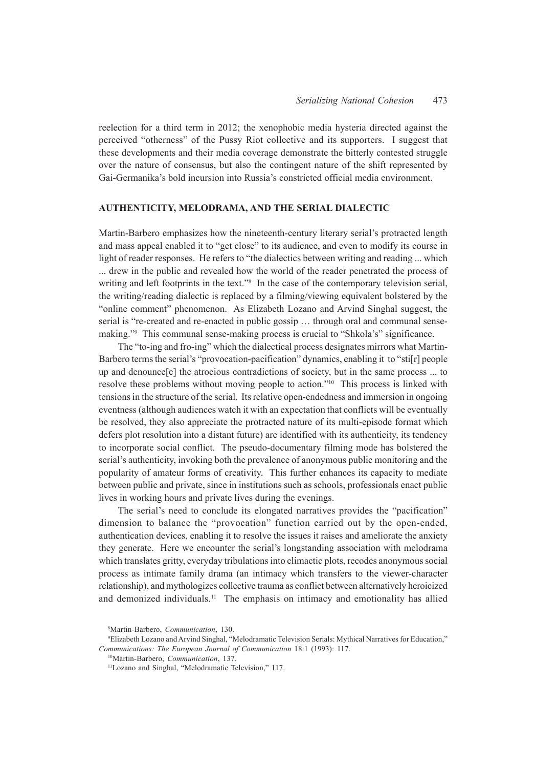reelection for a third term in 2012; the xenophobic media hysteria directed against the perceived "otherness" of the Pussy Riot collective and its supporters. I suggest that these developments and their media coverage demonstrate the bitterly contested struggle over the nature of consensus, but also the contingent nature of the shift represented by Gai-Germanika's bold incursion into Russia's constricted official media environment.

## AUTHENTICITY, MELODRAMA, AND THE SERIAL DIALECTIC

Martin-Barbero emphasizes how the nineteenth-century literary serial's protracted length and mass appeal enabled it to "get close" to its audience, and even to modify its course in light of reader responses. He refers to "the dialectics between writing and reading ... which ... drew in the public and revealed how the world of the reader penetrated the process of writing and left footprints in the text."[8] In the case of the contemporary television serial, the writing/reading dialectic is replaced by a filming/viewing equivalent bolstered by the "online comment" phenomenon. As Elizabeth Lozano and Arvind Singhal suggest, the serial is "re-created and re-enacted in public gossip … through oral and communal sense-making."[9] This communal sense-making process is crucial to "Shkola's" significance.

The "to-ing and fro-ing" which the dialectical process designates mirrors what Martin-Barbero terms the serial's "provocation-pacification" dynamics, enabling it to "sti[r] people up and denounce[e] the atrocious contradictions of society, but in the same process ... to resolve these problems without moving people to action."[10] This process is linked with tensions in the structure of the serial. Its relative open-endedness and immersion in ongoing eventness (although audiences watch it with an expectation that conflicts will be eventually be resolved, they also appreciate the protracted nature of its multi-episode format which defers plot resolution into a distant future) are identified with its authenticity, its tendency to incorporate social conflict. The pseudo-documentary filming mode has bolstered the serial's authenticity, invoking both the prevalence of anonymous public monitoring and the popularity of amateur forms of creativity. This further enhances its capacity to mediate between public and private, since in institutions such as schools, professionals enact public lives in working hours and private lives during the evenings.

The serial's need to conclude its elongated narratives provides the "pacification" dimension to balance the "provocation" function carried out by the open-ended, authentication devices, enabling it to resolve the issues it raises and ameliorate the anxiety they generate. Here we encounter the serial's longstanding association with melodrama which translates gritty, everyday tribulations into climactic plots, recodes anonymous social process as intimate family drama (an intimacy which transfers to the viewer-character relationship), and mythologizes collective trauma as conflict between alternatively heroicized and demonized individuals.[11] The emphasis on intimacy and emotionality has allied

[8] Martin-Barbero, *Communication*, 130.

[9] Elizabeth Lozano and Arvind Singhal, "Melodramatic Television Serials: Mythical Narratives for Education," *Communications: The European Journal of Communication* 18:1 (1993): 117.

[10] Martin-Barbero, *Communication*, 137.

[11] Lozano and Singhal, "Melodramatic Television," 117.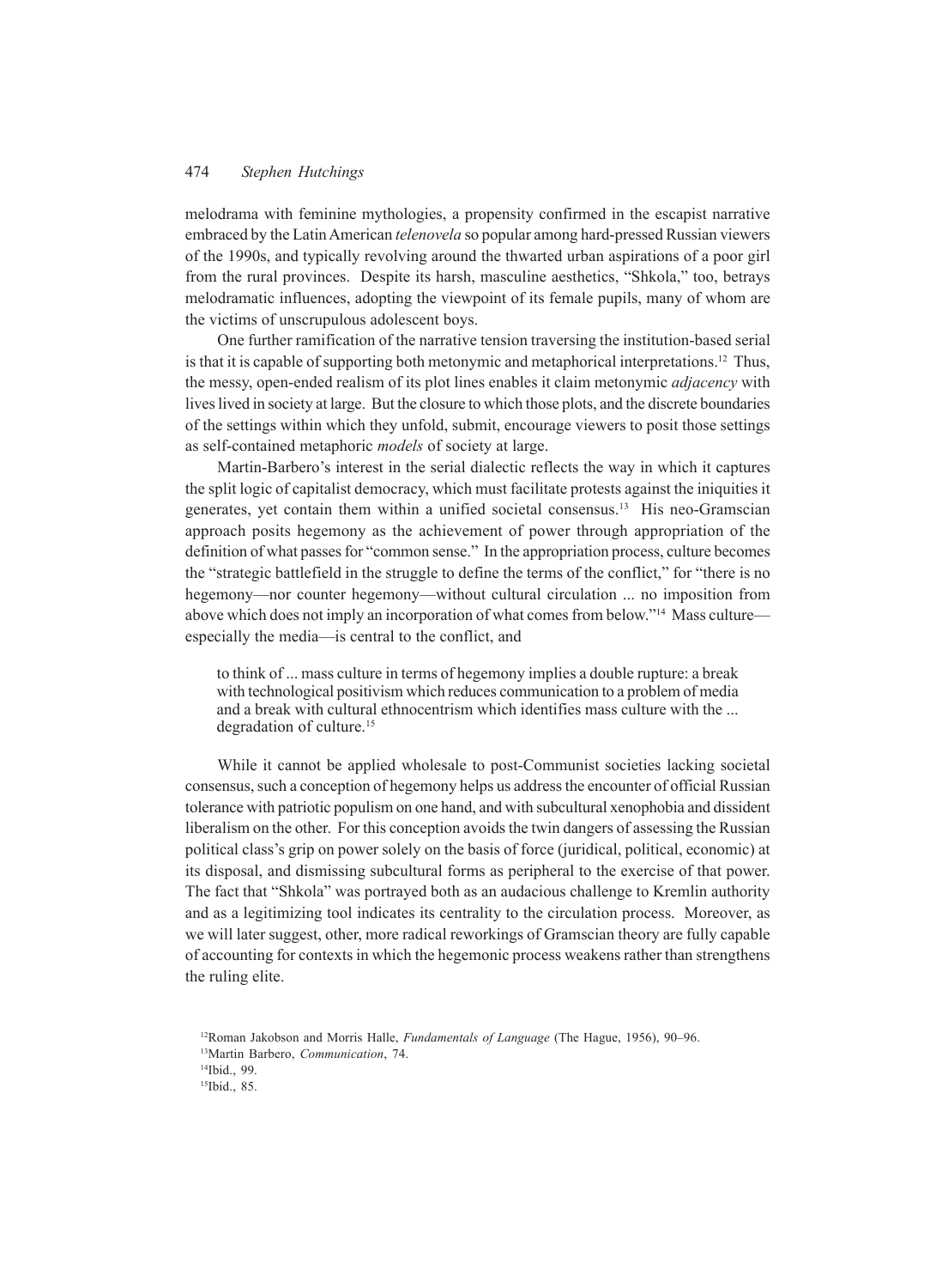melodrama with feminine mythologies, a propensity confirmed in the escapist narrative embraced by the Latin American *telenovela* so popular among hard-pressed Russian viewers of the 1990s, and typically revolving around the thwarted urban aspirations of a poor girl from the rural provinces. Despite its harsh, masculine aesthetics, "Shkola," too, betrays melodramatic influences, adopting the viewpoint of its female pupils, many of whom are the victims of unscrupulous adolescent boys.

One further ramification of the narrative tension traversing the institution-based serial is that it is capable of supporting both metonymic and metaphorical interpretations.[12] Thus, the messy, open-ended realism of its plot lines enables it claim metonymic *adjacency* with lives lived in society at large. But the closure to which those plots, and the discrete boundaries of the settings within which they unfold, submit, encourage viewers to posit those settings as self-contained metaphoric *models* of society at large.

Martin-Barbero's interest in the serial dialectic reflects the way in which it captures the split logic of capitalist democracy, which must facilitate protests against the iniquities it generates, yet contain them within a unified societal consensus.[13] His neo-Gramscian approach posits hegemony as the achievement of power through appropriation of the definition of what passes for "common sense." In the appropriation process, culture becomes the "strategic battlefield in the struggle to define the terms of the conflict," for "there is no hegemony—nor counter hegemony—without cultural circulation ... no imposition from above which does not imply an incorporation of what comes from below."[14] Mass culture—especially the media—is central to the conflict, and

> to think of ... mass culture in terms of hegemony implies a double rupture: a break with technological positivism which reduces communication to a problem of media and a break with cultural ethnocentrism which identifies mass culture with the ... degradation of culture.[15]

While it cannot be applied wholesale to post-Communist societies lacking societal consensus, such a conception of hegemony helps us address the encounter of official Russian tolerance with patriotic populism on one hand, and with subcultural xenophobia and dissident liberalism on the other. For this conception avoids the twin dangers of assessing the Russian political class's grip on power solely on the basis of force (juridical, political, economic) at its disposal, and dismissing subcultural forms as peripheral to the exercise of that power. The fact that "Shkola" was portrayed both as an audacious challenge to Kremlin authority and as a legitimizing tool indicates its centrality to the circulation process. Moreover, as we will later suggest, other, more radical reworkings of Gramscian theory are fully capable of accounting for contexts in which the hegemonic process weakens rather than strengthens the ruling elite.

[12] Roman Jakobson and Morris Halle, *Fundamentals of Language* (The Hague, 1956), 90–96.

[13] Martin Barbero, *Communication*, 74.

[14] Ibid., 99.

[15] Ibid., 85.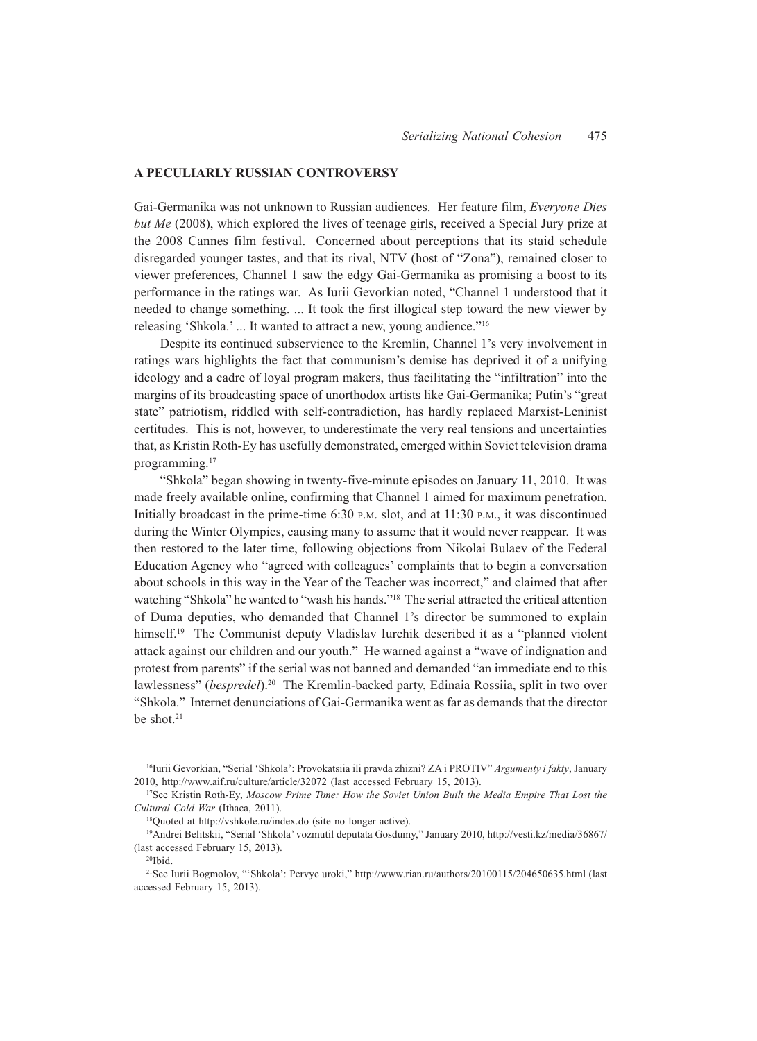## A PECULIARLY RUSSIAN CONTROVERSY

Gai-Germanika was not unknown to Russian audiences. Her feature film, *Everyone Dies but Me* (2008), which explored the lives of teenage girls, received a Special Jury prize at the 2008 Cannes film festival. Concerned about perceptions that its staid schedule disregarded younger tastes, and that its rival, NTV (host of "Zona"), remained closer to viewer preferences, Channel 1 saw the edgy Gai-Germanika as promising a boost to its performance in the ratings war. As Iurii Gevorkian noted, "Channel 1 understood that it needed to change something. ... It took the first illogical step toward the new viewer by releasing 'Shkola.' ... It wanted to attract a new, young audience."[16]

Despite its continued subservience to the Kremlin, Channel 1's very involvement in ratings wars highlights the fact that communism's demise has deprived it of a unifying ideology and a cadre of loyal program makers, thus facilitating the "infiltration" into the margins of its broadcasting space of unorthodox artists like Gai-Germanika; Putin's "great state" patriotism, riddled with self-contradiction, has hardly replaced Marxist-Leninist certitudes. This is not, however, to underestimate the very real tensions and uncertainties that, as Kristin Roth-Ey has usefully demonstrated, emerged within Soviet television drama programming.[17]

"Shkola" began showing in twenty-five-minute episodes on January 11, 2010. It was made freely available online, confirming that Channel 1 aimed for maximum penetration. Initially broadcast in the prime-time 6:30 P.M. slot, and at 11:30 P.M., it was discontinued during the Winter Olympics, causing many to assume that it would never reappear. It was then restored to the later time, following objections from Nikolai Bulaev of the Federal Education Agency who "agreed with colleagues' complaints that to begin a conversation about schools in this way in the Year of the Teacher was incorrect," and claimed that after watching "Shkola" he wanted to "wash his hands."[18] The serial attracted the critical attention of Duma deputies, who demanded that Channel 1's director be summoned to explain himself.[19] The Communist deputy Vladislav Iurchik described it as a "planned violent attack against our children and our youth." He warned against a "wave of indignation and protest from parents" if the serial was not banned and demanded "an immediate end to this lawlessness" (*bespredel*).[20] The Kremlin-backed party, Edinaia Rossiia, split in two over "Shkola." Internet denunciations of Gai-Germanika went as far as demands that the director be shot.[21]

[16]Iurii Gevorkian, "Serial 'Shkola': Provokatsiia ili pravda zhizni? ZA i PROTIV" *Argumenty i fakty*, January 2010, http://www.aif.ru/culture/article/32072 (last accessed February 15, 2013).

[17]See Kristin Roth-Ey, *Moscow Prime Time: How the Soviet Union Built the Media Empire That Lost the Cultural Cold War* (Ithaca, 2011).

[18]Quoted at http://vshkole.ru/index.do (site no longer active).

[19]Andrei Belitskii, "Serial 'Shkola' vozmutil deputata Gosdumy," January 2010, http://vesti.kz/media/36867/ (last accessed February 15, 2013).

[20]Ibid.

[21]See Iurii Bogmolov, "'Shkola': Pervye uroki," http://www.rian.ru/authors/20100115/204650635.html (last accessed February 15, 2013).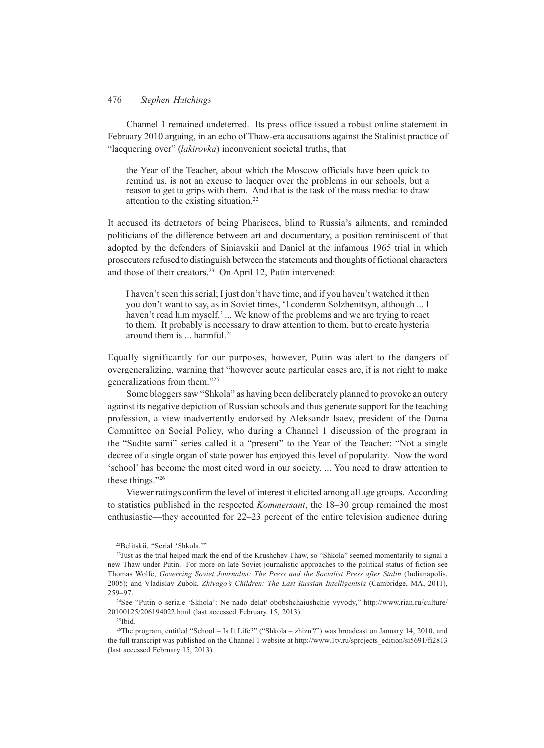Channel 1 remained undeterred. Its press office issued a robust online statement in February 2010 arguing, in an echo of Thaw-era accusations against the Stalinist practice of "lacquering over" (*lakirovka*) inconvenient societal truths, that

> the Year of the Teacher, about which the Moscow officials have been quick to remind us, is not an excuse to lacquer over the problems in our schools, but a reason to get to grips with them. And that is the task of the mass media: to draw attention to the existing situation.[22]

It accused its detractors of being Pharisees, blind to Russia's ailments, and reminded politicians of the difference between art and documentary, a position reminiscent of that adopted by the defenders of Siniavskii and Daniel at the infamous 1965 trial in which prosecutors refused to distinguish between the statements and thoughts of fictional characters and those of their creators.[23] On April 12, Putin intervened:

> I haven't seen this serial; I just don't have time, and if you haven't watched it then you don't want to say, as in Soviet times, 'I condemn Solzhenitsyn, although ... I haven't read him myself.' ... We know of the problems and we are trying to react to them. It probably is necessary to draw attention to them, but to create hysteria around them is ... harmful.[24]

Equally significantly for our purposes, however, Putin was alert to the dangers of overgeneralizing, warning that "however acute particular cases are, it is not right to make generalizations from them."[25]

Some bloggers saw "Shkola" as having been deliberately planned to provoke an outcry against its negative depiction of Russian schools and thus generate support for the teaching profession, a view inadvertently endorsed by Aleksandr Isaev, president of the Duma Committee on Social Policy, who during a Channel 1 discussion of the program in the "Sudite sami" series called it a "present" to the Year of the Teacher: "Not a single decree of a single organ of state power has enjoyed this level of popularity. Now the word 'school' has become the most cited word in our society. ... You need to draw attention to these things."[26]

Viewer ratings confirm the level of interest it elicited among all age groups. According to statistics published in the respected *Kommersant*, the 18–30 group remained the most enthusiastic—they accounted for 22–23 percent of the entire television audience during

---

[22] Belitskii, "Serial 'Shkola.'"

[23] Just as the trial helped mark the end of the Krushchev Thaw, so "Shkola" seemed momentarily to signal a new Thaw under Putin. For more on late Soviet journalistic approaches to the political status of fiction see Thomas Wolfe, *Governing Soviet Journalist: The Press and the Socialist Press after Stalin* (Indianapolis, 2005); and Vladislav Zubok, *Zhivago's Children: The Last Russian Intelligentsia* (Cambridge, MA, 2011), 259–97.

[24] See "Putin o seriale 'Skhola': Ne nado delat' obobshchaiushchie vyvody," http://www.rian.ru/culture/20100125/206194022.html (last accessed February 15, 2013).

[25] Ibid.

[26] The program, entitled "School – Is It Life?" ("Shkola – zhizn'?") was broadcast on January 14, 2010, and the full transcript was published on the Channel 1 website at http://www.1tv.ru/sprojects_edition/si5691/fi2813 (last accessed February 15, 2013).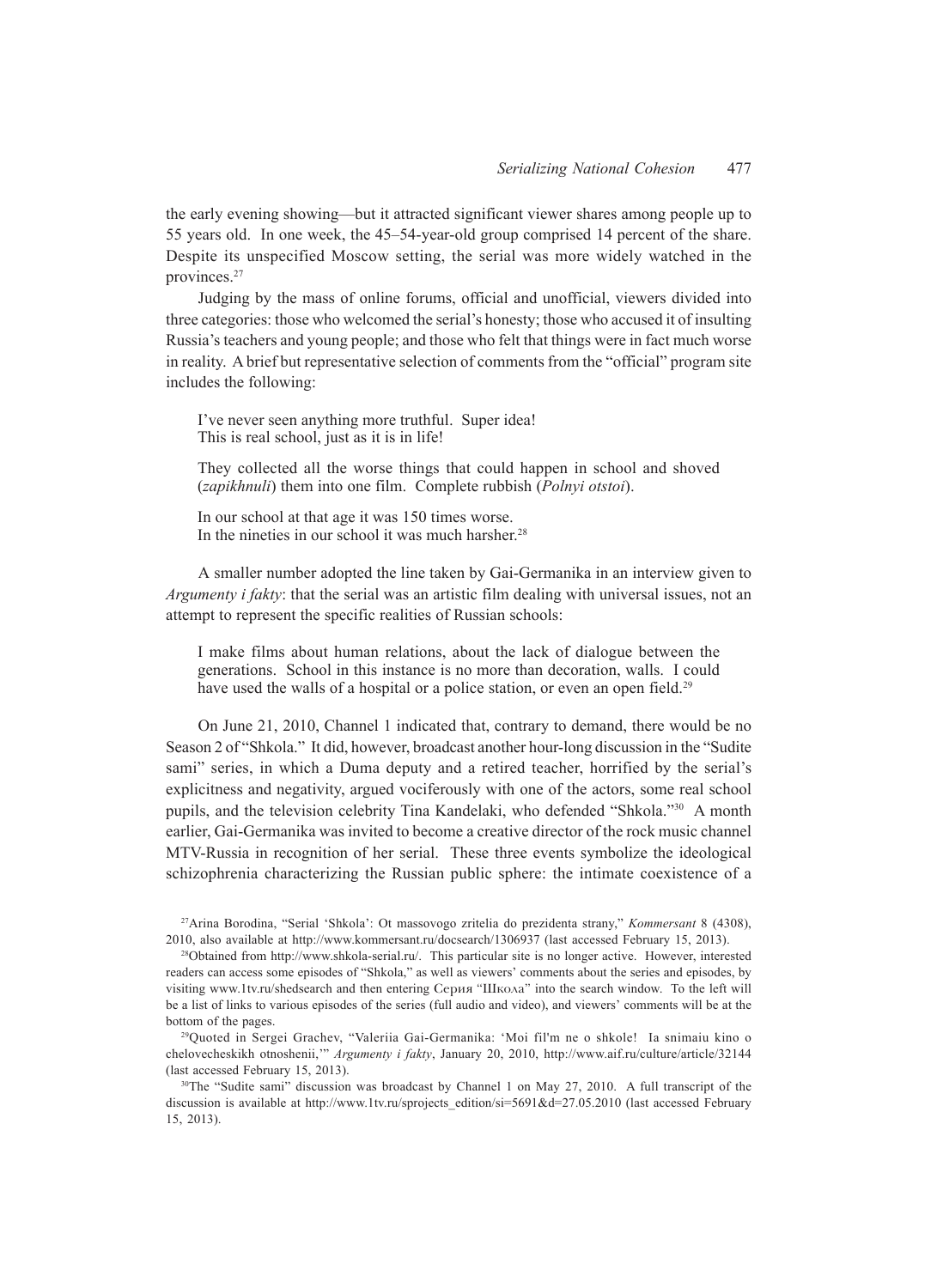the early evening showing—but it attracted significant viewer shares among people up to 55 years old. In one week, the 45–54-year-old group comprised 14 percent of the share. Despite its unspecified Moscow setting, the serial was more widely watched in the provinces.[27]

Judging by the mass of online forums, official and unofficial, viewers divided into three categories: those who welcomed the serial's honesty; those who accused it of insulting Russia's teachers and young people; and those who felt that things were in fact much worse in reality. A brief but representative selection of comments from the "official" program site includes the following:

> I've never seen anything more truthful. Super idea!
> This is real school, just as it is in life!
>
> They collected all the worse things that could happen in school and shoved (*zapikhnuli*) them into one film. Complete rubbish (*Polnyi otstoi*).
>
> In our school at that age it was 150 times worse.
> In the nineties in our school it was much harsher.[28]

A smaller number adopted the line taken by Gai-Germanika in an interview given to *Argumenty i fakty*: that the serial was an artistic film dealing with universal issues, not an attempt to represent the specific realities of Russian schools:

> I make films about human relations, about the lack of dialogue between the generations. School in this instance is no more than decoration, walls. I could have used the walls of a hospital or a police station, or even an open field.[29]

On June 21, 2010, Channel 1 indicated that, contrary to demand, there would be no Season 2 of "Shkola." It did, however, broadcast another hour-long discussion in the "Sudite sami" series, in which a Duma deputy and a retired teacher, horrified by the serial's explicitness and negativity, argued vociferously with one of the actors, some real school pupils, and the television celebrity Tina Kandelaki, who defended "Shkola."[30] A month earlier, Gai-Germanika was invited to become a creative director of the rock music channel MTV-Russia in recognition of her serial. These three events symbolize the ideological schizophrenia characterizing the Russian public sphere: the intimate coexistence of a

---

[27] Arina Borodina, "Serial 'Shkola': Ot massovogo zritelia do prezidenta strany," *Kommersant* 8 (4308), 2010, also available at http://www.kommersant.ru/docsearch/1306937 (last accessed February 15, 2013).

[28] Obtained from http://www.shkola-serial.ru/. This particular site is no longer active. However, interested readers can access some episodes of "Shkola," as well as viewers' comments about the series and episodes, by visiting www.1tv.ru/shedsearch and then entering Серия "Школа" into the search window. To the left will be a list of links to various episodes of the series (full audio and video), and viewers' comments will be at the bottom of the pages.

[29] Quoted in Sergei Grachev, "Valeriia Gai-Germanika: 'Moi fil'm ne o shkole! Ia snimaiu kino o chelovecheskikh otnosheniі,'" *Argumenty i fakty*, January 20, 2010, http://www.aif.ru/culture/article/32144 (last accessed February 15, 2013).

[30] The "Sudite sami" discussion was broadcast by Channel 1 on May 27, 2010. A full transcript of the discussion is available at http://www.1tv.ru/sprojects_edition/si=5691&d=27.05.2010 (last accessed February 15, 2013).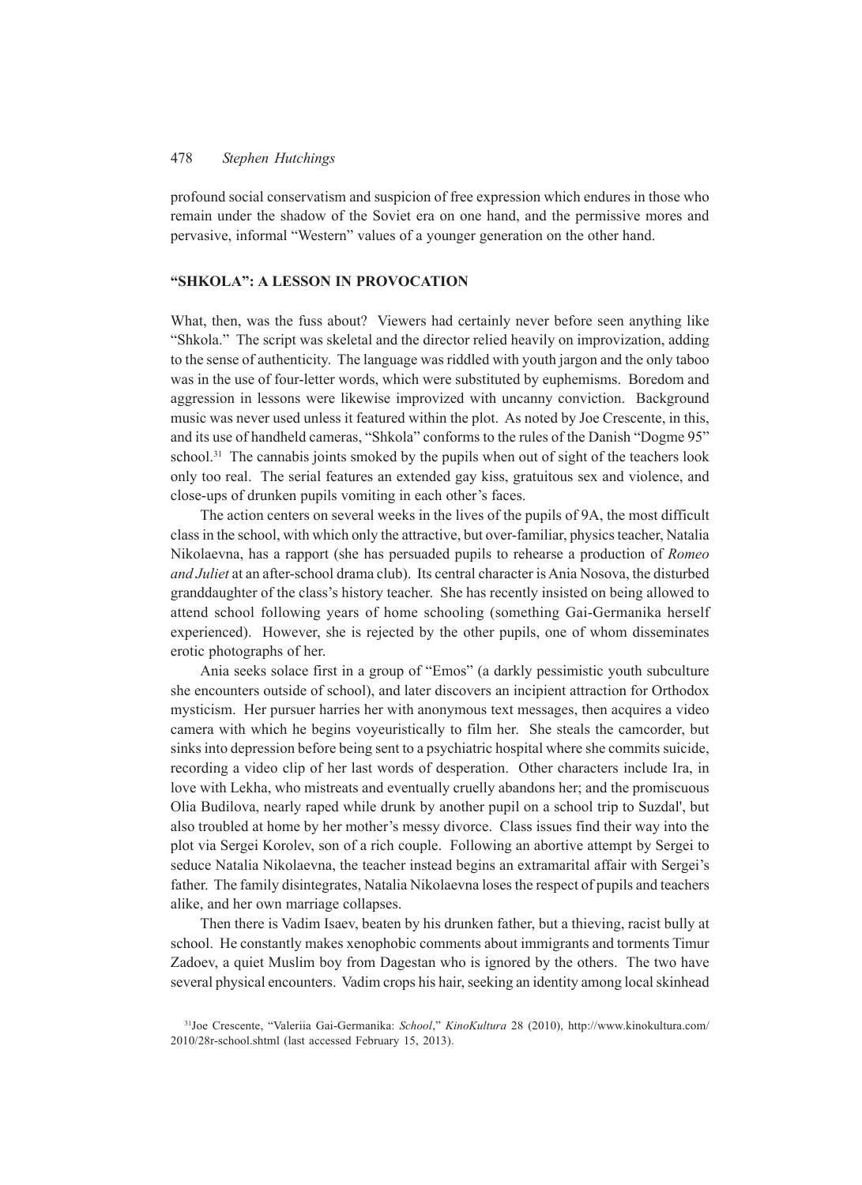profound social conservatism and suspicion of free expression which endures in those who remain under the shadow of the Soviet era on one hand, and the permissive mores and pervasive, informal "Western" values of a younger generation on the other hand.

## "SHKOLA": A LESSON IN PROVOCATION

What, then, was the fuss about? Viewers had certainly never before seen anything like "Shkola." The script was skeletal and the director relied heavily on improvization, adding to the sense of authenticity. The language was riddled with youth jargon and the only taboo was in the use of four-letter words, which were substituted by euphemisms. Boredom and aggression in lessons were likewise improvized with uncanny conviction. Background music was never used unless it featured within the plot. As noted by Joe Crescente, in this, and its use of handheld cameras, "Shkola" conforms to the rules of the Danish "Dogme 95" school.[31] The cannabis joints smoked by the pupils when out of sight of the teachers look only too real. The serial features an extended gay kiss, gratuitous sex and violence, and close-ups of drunken pupils vomiting in each other's faces.

The action centers on several weeks in the lives of the pupils of 9A, the most difficult class in the school, with which only the attractive, but over-familiar, physics teacher, Natalia Nikolaevna, has a rapport (she has persuaded pupils to rehearse a production of *Romeo and Juliet* at an after-school drama club). Its central character is Ania Nosova, the disturbed granddaughter of the class's history teacher. She has recently insisted on being allowed to attend school following years of home schooling (something Gai-Germanika herself experienced). However, she is rejected by the other pupils, one of whom disseminates erotic photographs of her.

Ania seeks solace first in a group of "Emos" (a darkly pessimistic youth subculture she encounters outside of school), and later discovers an incipient attraction for Orthodox mysticism. Her pursuer harries her with anonymous text messages, then acquires a video camera with which he begins voyeuristically to film her. She steals the camcorder, but sinks into depression before being sent to a psychiatric hospital where she commits suicide, recording a video clip of her last words of desperation. Other characters include Ira, in love with Lekha, who mistreats and eventually cruelly abandons her; and the promiscuous Olia Budilova, nearly raped while drunk by another pupil on a school trip to Suzdal', but also troubled at home by her mother's messy divorce. Class issues find their way into the plot via Sergei Korolev, son of a rich couple. Following an abortive attempt by Sergei to seduce Natalia Nikolaevna, the teacher instead begins an extramarital affair with Sergei's father. The family disintegrates, Natalia Nikolaevna loses the respect of pupils and teachers alike, and her own marriage collapses.

Then there is Vadim Isaev, beaten by his drunken father, but a thieving, racist bully at school. He constantly makes xenophobic comments about immigrants and torments Timur Zadoev, a quiet Muslim boy from Dagestan who is ignored by the others. The two have several physical encounters. Vadim crops his hair, seeking an identity among local skinhead

[31] Joe Crescente, "Valeriia Gai-Germanika: *School*," *KinoKultura* 28 (2010), http://www.kinokultura.com/2010/28r-school.shtml (last accessed February 15, 2013).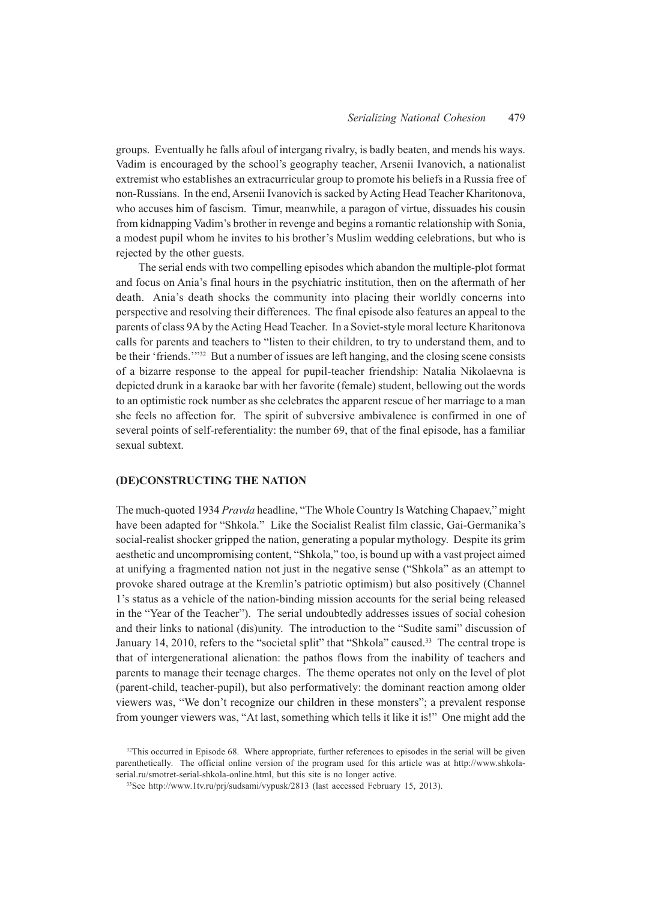groups. Eventually he falls afoul of intergang rivalry, is badly beaten, and mends his ways. Vadim is encouraged by the school's geography teacher, Arsenii Ivanovich, a nationalist extremist who establishes an extracurricular group to promote his beliefs in a Russia free of non-Russians. In the end, Arsenii Ivanovich is sacked by Acting Head Teacher Kharitonova, who accuses him of fascism. Timur, meanwhile, a paragon of virtue, dissuades his cousin from kidnapping Vadim's brother in revenge and begins a romantic relationship with Sonia, a modest pupil whom he invites to his brother's Muslim wedding celebrations, but who is rejected by the other guests.

The serial ends with two compelling episodes which abandon the multiple-plot format and focus on Ania's final hours in the psychiatric institution, then on the aftermath of her death. Ania's death shocks the community into placing their worldly concerns into perspective and resolving their differences. The final episode also features an appeal to the parents of class 9A by the Acting Head Teacher. In a Soviet-style moral lecture Kharitonova calls for parents and teachers to "listen to their children, to try to understand them, and to be their 'friends.'"[32] But a number of issues are left hanging, and the closing scene consists of a bizarre response to the appeal for pupil-teacher friendship: Natalia Nikolaevna is depicted drunk in a karaoke bar with her favorite (female) student, bellowing out the words to an optimistic rock number as she celebrates the apparent rescue of her marriage to a man she feels no affection for. The spirit of subversive ambivalence is confirmed in one of several points of self-referentiality: the number 69, that of the final episode, has a familiar sexual subtext.

## (DE)CONSTRUCTING THE NATION

The much-quoted 1934 *Pravda* headline, "The Whole Country Is Watching Chapaev," might have been adapted for "Shkola." Like the Socialist Realist film classic, Gai-Germanika's social-realist shocker gripped the nation, generating a popular mythology. Despite its grim aesthetic and uncompromising content, "Shkola," too, is bound up with a vast project aimed at unifying a fragmented nation not just in the negative sense ("Shkola" as an attempt to provoke shared outrage at the Kremlin's patriotic optimism) but also positively (Channel 1's status as a vehicle of the nation-binding mission accounts for the serial being released in the "Year of the Teacher"). The serial undoubtedly addresses issues of social cohesion and their links to national (dis)unity. The introduction to the "Sudite sami" discussion of January 14, 2010, refers to the "societal split" that "Shkola" caused.[33] The central trope is that of intergenerational alienation: the pathos flows from the inability of teachers and parents to manage their teenage charges. The theme operates not only on the level of plot (parent-child, teacher-pupil), but also performatively: the dominant reaction among older viewers was, "We don't recognize our children in these monsters"; a prevalent response from younger viewers was, "At last, something which tells it like it is!" One might add the

[32]This occurred in Episode 68. Where appropriate, further references to episodes in the serial will be given parenthetically. The official online version of the program used for this article was at http://www.shkola-serial.ru/smotret-serial-shkola-online.html, but this site is no longer active.

[33]See http://www.1tv.ru/prj/sudsami/vypusk/2813 (last accessed February 15, 2013).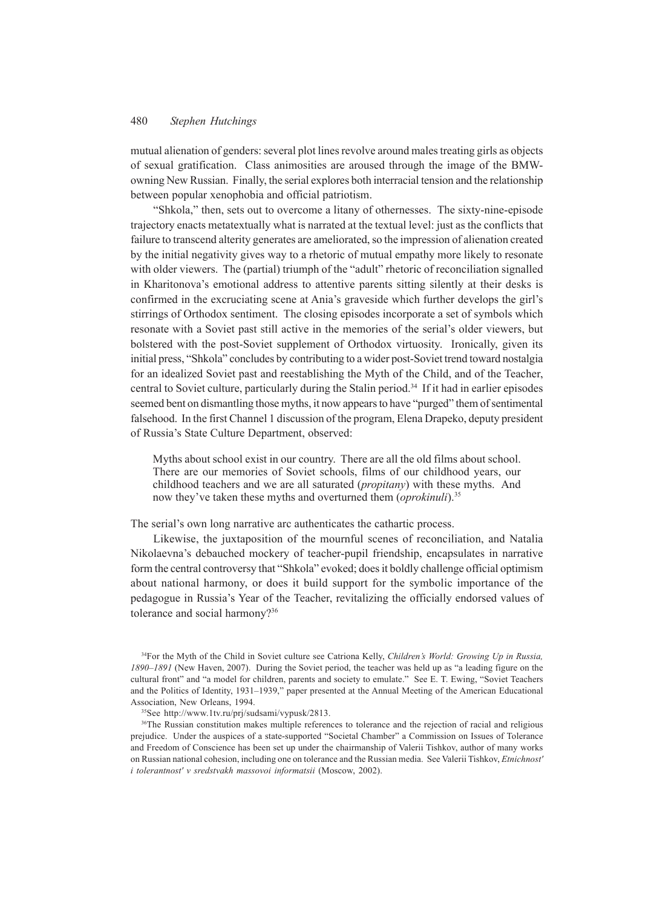mutual alienation of genders: several plot lines revolve around males treating girls as objects of sexual gratification. Class animosities are aroused through the image of the BMW-owning New Russian. Finally, the serial explores both interracial tension and the relationship between popular xenophobia and official patriotism.

"Shkola," then, sets out to overcome a litany of othernesses. The sixty-nine-episode trajectory enacts metatextually what is narrated at the textual level: just as the conflicts that failure to transcend alterity generates are ameliorated, so the impression of alienation created by the initial negativity gives way to a rhetoric of mutual empathy more likely to resonate with older viewers. The (partial) triumph of the "adult" rhetoric of reconciliation signalled in Kharitonova's emotional address to attentive parents sitting silently at their desks is confirmed in the excruciating scene at Ania's graveside which further develops the girl's stirrings of Orthodox sentiment. The closing episodes incorporate a set of symbols which resonate with a Soviet past still active in the memories of the serial's older viewers, but bolstered with the post-Soviet supplement of Orthodox virtuosity. Ironically, given its initial press, "Shkola" concludes by contributing to a wider post-Soviet trend toward nostalgia for an idealized Soviet past and reestablishing the Myth of the Child, and of the Teacher, central to Soviet culture, particularly during the Stalin period.[34] If it had in earlier episodes seemed bent on dismantling those myths, it now appears to have "purged" them of sentimental falsehood. In the first Channel 1 discussion of the program, Elena Drapeko, deputy president of Russia's State Culture Department, observed:

> Myths about school exist in our country. There are all the old films about school. There are our memories of Soviet schools, films of our childhood years, our childhood teachers and we are all saturated (*propitany*) with these myths. And now they've taken these myths and overturned them (*oprokinuli*).[35]

The serial's own long narrative arc authenticates the cathartic process.

Likewise, the juxtaposition of the mournful scenes of reconciliation, and Natalia Nikolaevna's debauched mockery of teacher-pupil friendship, encapsulates in narrative form the central controversy that "Shkola" evoked; does it boldly challenge official optimism about national harmony, or does it build support for the symbolic importance of the pedagogue in Russia's Year of the Teacher, revitalizing the officially endorsed values of tolerance and social harmony?[36]

[34]For the Myth of the Child in Soviet culture see Catriona Kelly, *Children's World: Growing Up in Russia, 1890–1891* (New Haven, 2007). During the Soviet period, the teacher was held up as "a leading figure on the cultural front" and "a model for children, parents and society to emulate." See E. T. Ewing, "Soviet Teachers and the Politics of Identity, 1931–1939," paper presented at the Annual Meeting of the American Educational Association, New Orleans, 1994.

[35]See http://www.1tv.ru/prj/sudsami/vypusk/2813.

[36]The Russian constitution makes multiple references to tolerance and the rejection of racial and religious prejudice. Under the auspices of a state-supported "Societal Chamber" a Commission on Issues of Tolerance and Freedom of Conscience has been set up under the chairmanship of Valerii Tishkov, author of many works on Russian national cohesion, including one on tolerance and the Russian media. See Valerii Tishkov, *Etnichnost′ i tolerantnost′ v sredstvakh massovoi informatsii* (Moscow, 2002).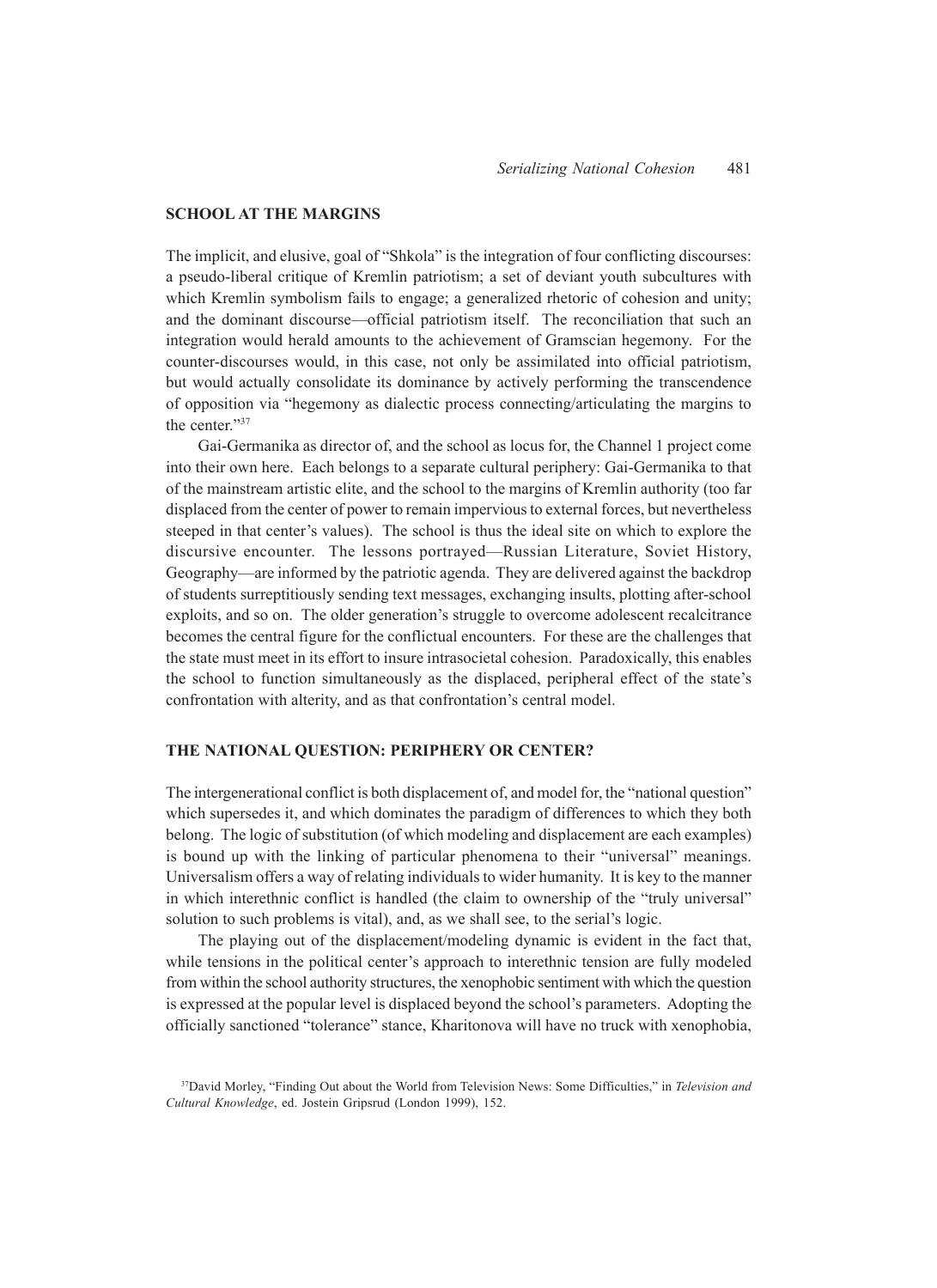## SCHOOL AT THE MARGINS

The implicit, and elusive, goal of "Shkola" is the integration of four conflicting discourses: a pseudo-liberal critique of Kremlin patriotism; a set of deviant youth subcultures with which Kremlin symbolism fails to engage; a generalized rhetoric of cohesion and unity; and the dominant discourse—official patriotism itself. The reconciliation that such an integration would herald amounts to the achievement of Gramscian hegemony. For the counter-discourses would, in this case, not only be assimilated into official patriotism, but would actually consolidate its dominance by actively performing the transcendence of opposition via "hegemony as dialectic process connecting/articulating the margins to the center."[37]

Gai-Germanika as director of, and the school as locus for, the Channel 1 project come into their own here. Each belongs to a separate cultural periphery: Gai-Germanika to that of the mainstream artistic elite, and the school to the margins of Kremlin authority (too far displaced from the center of power to remain impervious to external forces, but nevertheless steeped in that center's values). The school is thus the ideal site on which to explore the discursive encounter. The lessons portrayed—Russian Literature, Soviet History, Geography—are informed by the patriotic agenda. They are delivered against the backdrop of students surreptitiously sending text messages, exchanging insults, plotting after-school exploits, and so on. The older generation's struggle to overcome adolescent recalcitrance becomes the central figure for the conflictual encounters. For these are the challenges that the state must meet in its effort to insure intrasocietal cohesion. Paradoxically, this enables the school to function simultaneously as the displaced, peripheral effect of the state's confrontation with alterity, and as that confrontation's central model.

## THE NATIONAL QUESTION: PERIPHERY OR CENTER?

The intergenerational conflict is both displacement of, and model for, the "national question" which supersedes it, and which dominates the paradigm of differences to which they both belong. The logic of substitution (of which modeling and displacement are each examples) is bound up with the linking of particular phenomena to their "universal" meanings. Universalism offers a way of relating individuals to wider humanity. It is key to the manner in which interethnic conflict is handled (the claim to ownership of the "truly universal" solution to such problems is vital), and, as we shall see, to the serial's logic.

The playing out of the displacement/modeling dynamic is evident in the fact that, while tensions in the political center's approach to interethnic tension are fully modeled from within the school authority structures, the xenophobic sentiment with which the question is expressed at the popular level is displaced beyond the school's parameters. Adopting the officially sanctioned "tolerance" stance, Kharitonova will have no truck with xenophobia,

[37] David Morley, "Finding Out about the World from Television News: Some Difficulties," in *Television and Cultural Knowledge*, ed. Jostein Gripsrud (London 1999), 152.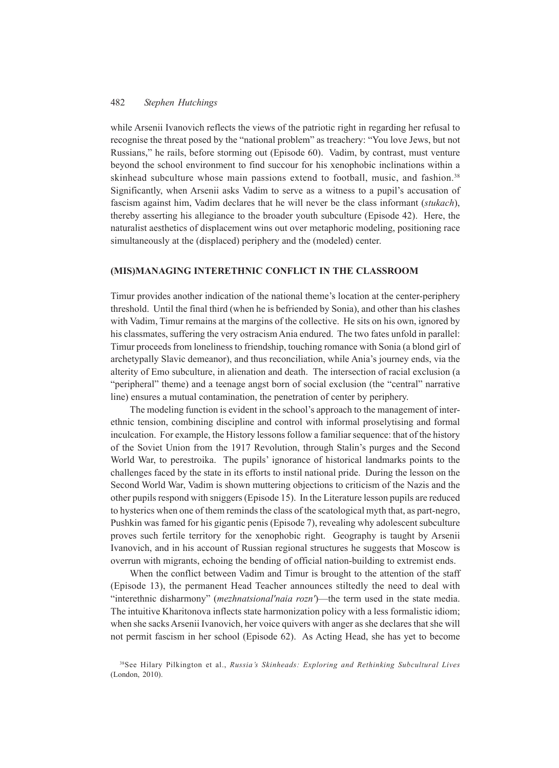while Arsenii Ivanovich reflects the views of the patriotic right in regarding her refusal to recognise the threat posed by the "national problem" as treachery: "You love Jews, but not Russians," he rails, before storming out (Episode 60). Vadim, by contrast, must venture beyond the school environment to find succour for his xenophobic inclinations within a skinhead subculture whose main passions extend to football, music, and fashion.[38] Significantly, when Arsenii asks Vadim to serve as a witness to a pupil's accusation of fascism against him, Vadim declares that he will never be the class informant (*stukach*), thereby asserting his allegiance to the broader youth subculture (Episode 42). Here, the naturalist aesthetics of displacement wins out over metaphoric modeling, positioning race simultaneously at the (displaced) periphery and the (modeled) center.

## (MIS)MANAGING INTERETHNIC CONFLICT IN THE CLASSROOM

Timur provides another indication of the national theme's location at the center-periphery threshold. Until the final third (when he is befriended by Sonia), and other than his clashes with Vadim, Timur remains at the margins of the collective. He sits on his own, ignored by his classmates, suffering the very ostracism Ania endured. The two fates unfold in parallel: Timur proceeds from loneliness to friendship, touching romance with Sonia (a blond girl of archetypally Slavic demeanor), and thus reconciliation, while Ania's journey ends, via the alterity of Emo subculture, in alienation and death. The intersection of racial exclusion (a "peripheral" theme) and a teenage angst born of social exclusion (the "central" narrative line) ensures a mutual contamination, the penetration of center by periphery.

The modeling function is evident in the school's approach to the management of interethnic tension, combining discipline and control with informal proselytising and formal inculcation. For example, the History lessons follow a familiar sequence: that of the history of the Soviet Union from the 1917 Revolution, through Stalin's purges and the Second World War, to perestroika. The pupils' ignorance of historical landmarks points to the challenges faced by the state in its efforts to instil national pride. During the lesson on the Second World War, Vadim is shown muttering objections to criticism of the Nazis and the other pupils respond with sniggers (Episode 15). In the Literature lesson pupils are reduced to hysterics when one of them reminds the class of the scatological myth that, as part-negro, Pushkin was famed for his gigantic penis (Episode 7), revealing why adolescent subculture proves such fertile territory for the xenophobic right. Geography is taught by Arsenii Ivanovich, and in his account of Russian regional structures he suggests that Moscow is overrun with migrants, echoing the bending of official nation-building to extremist ends.

When the conflict between Vadim and Timur is brought to the attention of the staff (Episode 13), the permanent Head Teacher announces stiltedly the need to deal with "interethnic disharmony" (*mezhnatsional'naia rozn'*)—the term used in the state media. The intuitive Kharitonova inflects state harmonization policy with a less formalistic idiom; when she sacks Arsenii Ivanovich, her voice quivers with anger as she declares that she will not permit fascism in her school (Episode 62). As Acting Head, she has yet to become

[38] See Hilary Pilkington et al., *Russia's Skinheads: Exploring and Rethinking Subcultural Lives* (London, 2010).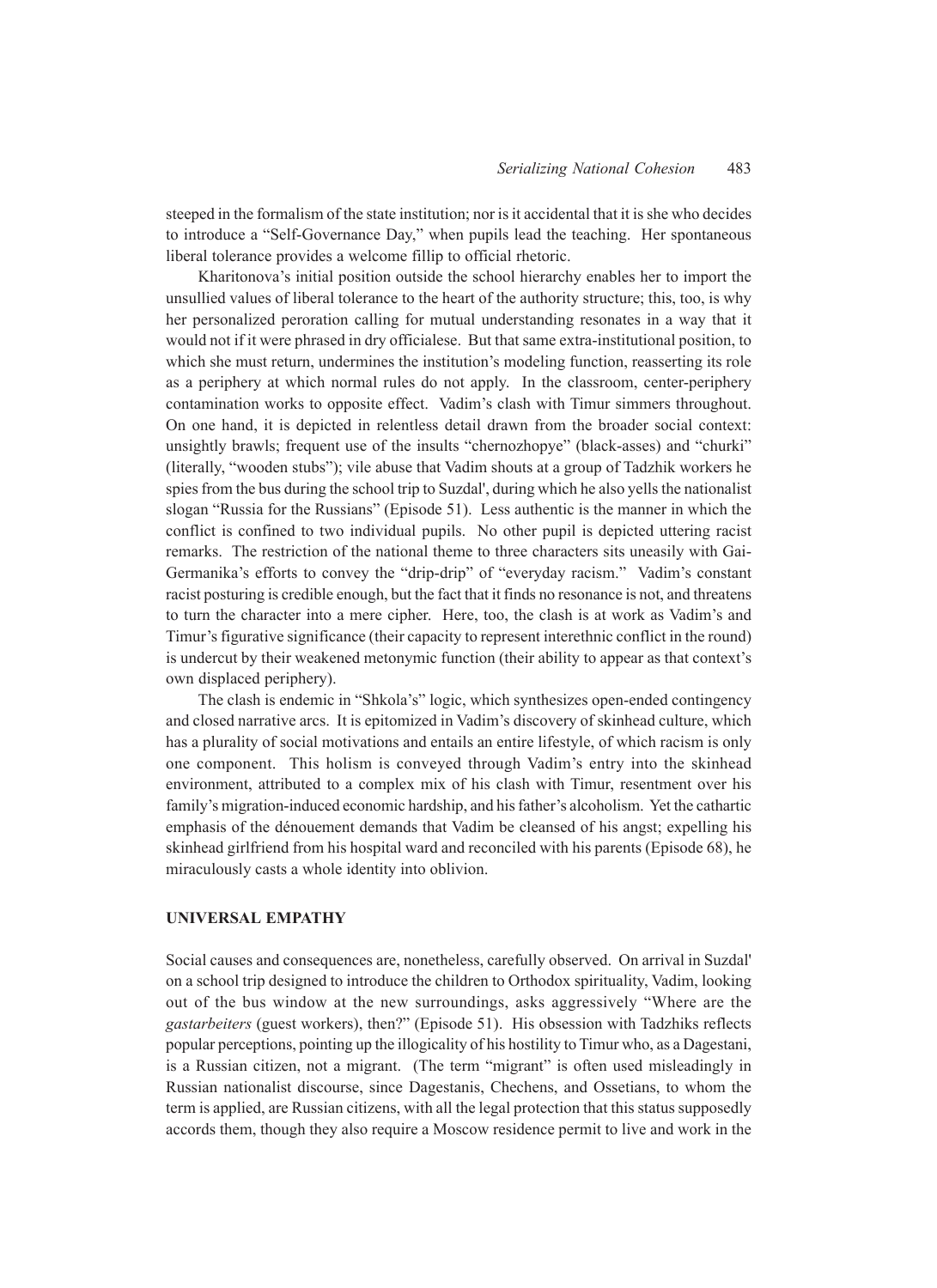steeped in the formalism of the state institution; nor is it accidental that it is she who decides to introduce a "Self-Governance Day," when pupils lead the teaching. Her spontaneous liberal tolerance provides a welcome fillip to official rhetoric.

Kharitonova's initial position outside the school hierarchy enables her to import the unsullied values of liberal tolerance to the heart of the authority structure; this, too, is why her personalized peroration calling for mutual understanding resonates in a way that it would not if it were phrased in dry officialese. But that same extra-institutional position, to which she must return, undermines the institution's modeling function, reasserting its role as a periphery at which normal rules do not apply. In the classroom, center-periphery contamination works to opposite effect. Vadim's clash with Timur simmers throughout. On one hand, it is depicted in relentless detail drawn from the broader social context: unsightly brawls; frequent use of the insults "chernozhopye" (black-asses) and "churki" (literally, "wooden stubs"); vile abuse that Vadim shouts at a group of Tadzhik workers he spies from the bus during the school trip to Suzdal', during which he also yells the nationalist slogan "Russia for the Russians" (Episode 51). Less authentic is the manner in which the conflict is confined to two individual pupils. No other pupil is depicted uttering racist remarks. The restriction of the national theme to three characters sits uneasily with Gai-Germanika's efforts to convey the "drip-drip" of "everyday racism." Vadim's constant racist posturing is credible enough, but the fact that it finds no resonance is not, and threatens to turn the character into a mere cipher. Here, too, the clash is at work as Vadim's and Timur's figurative significance (their capacity to represent interethnic conflict in the round) is undercut by their weakened metonymic function (their ability to appear as that context's own displaced periphery).

The clash is endemic in "Shkola's" logic, which synthesizes open-ended contingency and closed narrative arcs. It is epitomized in Vadim's discovery of skinhead culture, which has a plurality of social motivations and entails an entire lifestyle, of which racism is only one component. This holism is conveyed through Vadim's entry into the skinhead environment, attributed to a complex mix of his clash with Timur, resentment over his family's migration-induced economic hardship, and his father's alcoholism. Yet the cathartic emphasis of the dénouement demands that Vadim be cleansed of his angst; expelling his skinhead girlfriend from his hospital ward and reconciled with his parents (Episode 68), he miraculously casts a whole identity into oblivion.

## UNIVERSAL EMPATHY

Social causes and consequences are, nonetheless, carefully observed. On arrival in Suzdal' on a school trip designed to introduce the children to Orthodox spirituality, Vadim, looking out of the bus window at the new surroundings, asks aggressively "Where are the *gastarbeiters* (guest workers), then?" (Episode 51). His obsession with Tadzhiks reflects popular perceptions, pointing up the illogicality of his hostility to Timur who, as a Dagestani, is a Russian citizen, not a migrant. (The term "migrant" is often used misleadingly in Russian nationalist discourse, since Dagestanis, Chechens, and Ossetians, to whom the term is applied, are Russian citizens, with all the legal protection that this status supposedly accords them, though they also require a Moscow residence permit to live and work in the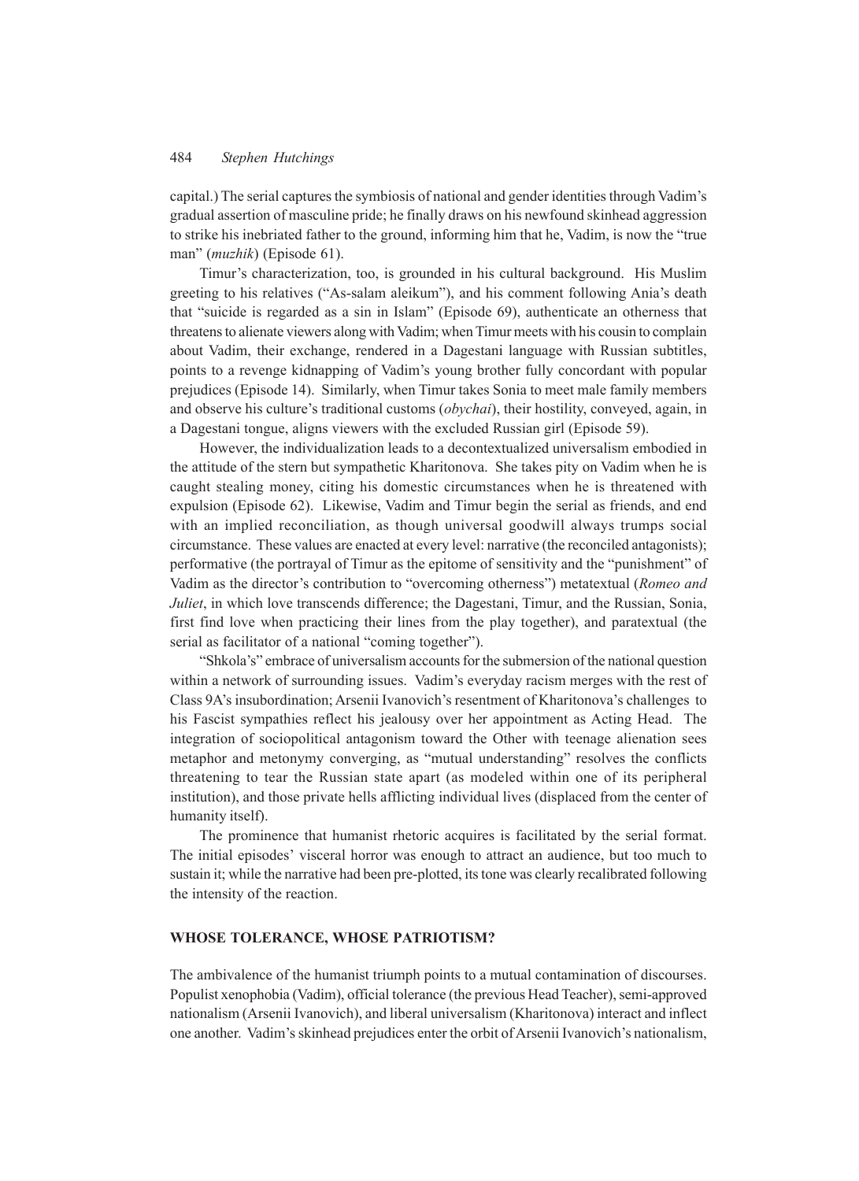capital.) The serial captures the symbiosis of national and gender identities through Vadim's gradual assertion of masculine pride; he finally draws on his newfound skinhead aggression to strike his inebriated father to the ground, informing him that he, Vadim, is now the "true man" (*muzhik*) (Episode 61).

Timur's characterization, too, is grounded in his cultural background. His Muslim greeting to his relatives ("As-salam aleikum"), and his comment following Ania's death that "suicide is regarded as a sin in Islam" (Episode 69), authenticate an otherness that threatens to alienate viewers along with Vadim; when Timur meets with his cousin to complain about Vadim, their exchange, rendered in a Dagestani language with Russian subtitles, points to a revenge kidnapping of Vadim's young brother fully concordant with popular prejudices (Episode 14). Similarly, when Timur takes Sonia to meet male family members and observe his culture's traditional customs (*obychai*), their hostility, conveyed, again, in a Dagestani tongue, aligns viewers with the excluded Russian girl (Episode 59).

However, the individualization leads to a decontextualized universalism embodied in the attitude of the stern but sympathetic Kharitonova. She takes pity on Vadim when he is caught stealing money, citing his domestic circumstances when he is threatened with expulsion (Episode 62). Likewise, Vadim and Timur begin the serial as friends, and end with an implied reconciliation, as though universal goodwill always trumps social circumstance. These values are enacted at every level: narrative (the reconciled antagonists); performative (the portrayal of Timur as the epitome of sensitivity and the "punishment" of Vadim as the director's contribution to "overcoming otherness") metatextual (*Romeo and Juliet*, in which love transcends difference; the Dagestani, Timur, and the Russian, Sonia, first find love when practicing their lines from the play together), and paratextual (the serial as facilitator of a national "coming together").

"Shkola's" embrace of universalism accounts for the submersion of the national question within a network of surrounding issues. Vadim's everyday racism merges with the rest of Class 9A's insubordination; Arsenii Ivanovich's resentment of Kharitonova's challenges to his Fascist sympathies reflect his jealousy over her appointment as Acting Head. The integration of sociopolitical antagonism toward the Other with teenage alienation sees metaphor and metonymy converging, as "mutual understanding" resolves the conflicts threatening to tear the Russian state apart (as modeled within one of its peripheral institution), and those private hells afflicting individual lives (displaced from the center of humanity itself).

The prominence that humanist rhetoric acquires is facilitated by the serial format. The initial episodes' visceral horror was enough to attract an audience, but too much to sustain it; while the narrative had been pre-plotted, its tone was clearly recalibrated following the intensity of the reaction.

## WHOSE TOLERANCE, WHOSE PATRIOTISM?

The ambivalence of the humanist triumph points to a mutual contamination of discourses. Populist xenophobia (Vadim), official tolerance (the previous Head Teacher), semi-approved nationalism (Arsenii Ivanovich), and liberal universalism (Kharitonova) interact and inflect one another. Vadim's skinhead prejudices enter the orbit of Arsenii Ivanovich's nationalism,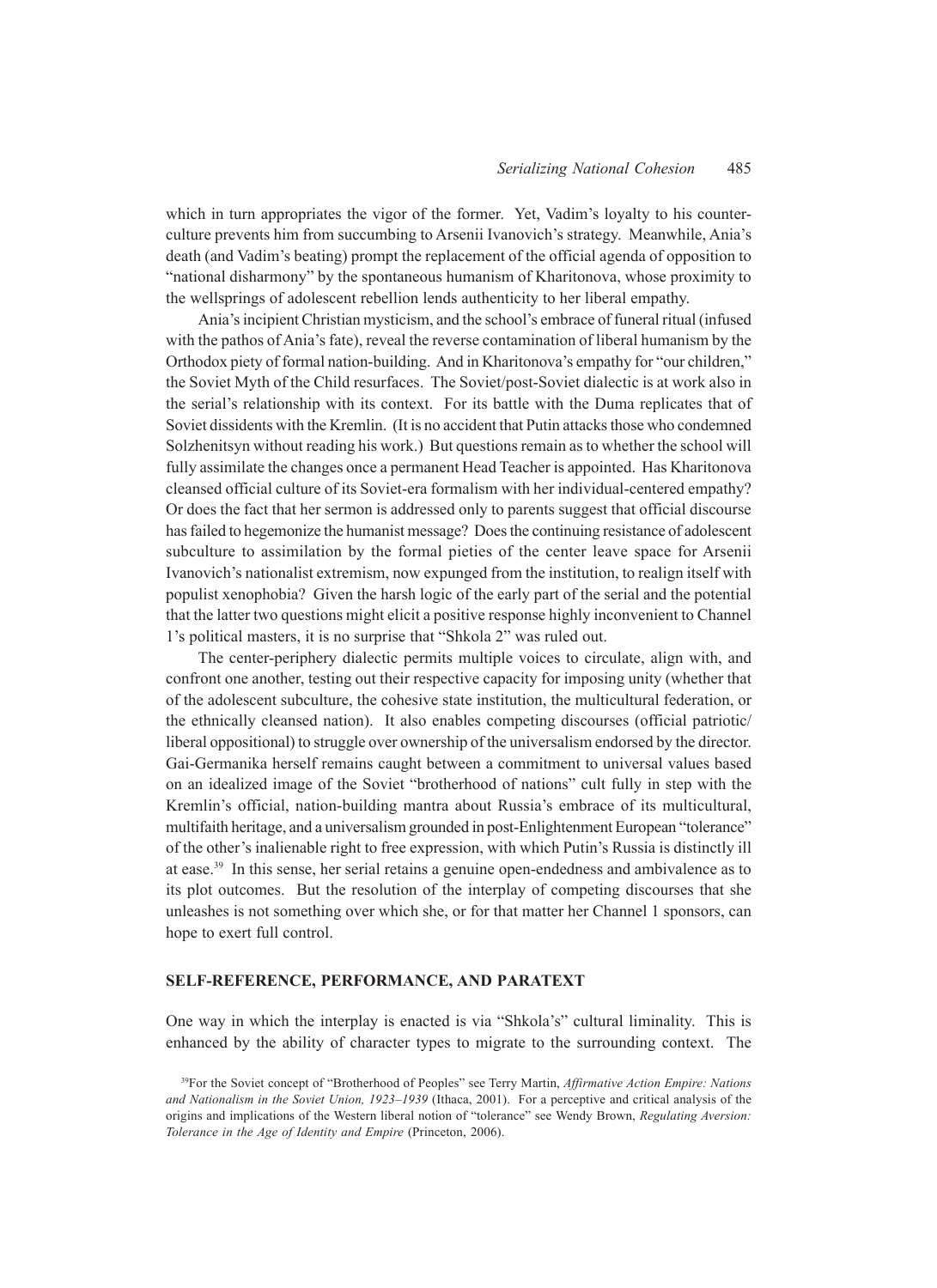which in turn appropriates the vigor of the former. Yet, Vadim's loyalty to his counterculture prevents him from succumbing to Arsenii Ivanovich's strategy. Meanwhile, Ania's death (and Vadim's beating) prompt the replacement of the official agenda of opposition to "national disharmony" by the spontaneous humanism of Kharitonova, whose proximity to the wellsprings of adolescent rebellion lends authenticity to her liberal empathy.

Ania's incipient Christian mysticism, and the school's embrace of funeral ritual (infused with the pathos of Ania's fate), reveal the reverse contamination of liberal humanism by the Orthodox piety of formal nation-building. And in Kharitonova's empathy for "our children," the Soviet Myth of the Child resurfaces. The Soviet/post-Soviet dialectic is at work also in the serial's relationship with its context. For its battle with the Duma replicates that of Soviet dissidents with the Kremlin. (It is no accident that Putin attacks those who condemned Solzhenitsyn without reading his work.) But questions remain as to whether the school will fully assimilate the changes once a permanent Head Teacher is appointed. Has Kharitonova cleansed official culture of its Soviet-era formalism with her individual-centered empathy? Or does the fact that her sermon is addressed only to parents suggest that official discourse has failed to hegemonize the humanist message? Does the continuing resistance of adolescent subculture to assimilation by the formal pieties of the center leave space for Arsenii Ivanovich's nationalist extremism, now expunged from the institution, to realign itself with populist xenophobia? Given the harsh logic of the early part of the serial and the potential that the latter two questions might elicit a positive response highly inconvenient to Channel 1's political masters, it is no surprise that "Shkola 2" was ruled out.

The center-periphery dialectic permits multiple voices to circulate, align with, and confront one another, testing out their respective capacity for imposing unity (whether that of the adolescent subculture, the cohesive state institution, the multicultural federation, or the ethnically cleansed nation). It also enables competing discourses (official patriotic/liberal oppositional) to struggle over ownership of the universalism endorsed by the director. Gai-Germanika herself remains caught between a commitment to universal values based on an idealized image of the Soviet "brotherhood of nations" cult fully in step with the Kremlin's official, nation-building mantra about Russia's embrace of its multicultural, multifaith heritage, and a universalism grounded in post-Enlightenment European "tolerance" of the other's inalienable right to free expression, with which Putin's Russia is distinctly ill at ease.[39] In this sense, her serial retains a genuine open-endedness and ambivalence as to its plot outcomes. But the resolution of the interplay of competing discourses that she unleashes is not something over which she, or for that matter her Channel 1 sponsors, can hope to exert full control.

## SELF-REFERENCE, PERFORMANCE, AND PARATEXT

One way in which the interplay is enacted is via "Shkola's" cultural liminality. This is enhanced by the ability of character types to migrate to the surrounding context. The

[39]For the Soviet concept of "Brotherhood of Peoples" see Terry Martin, *Affirmative Action Empire: Nations and Nationalism in the Soviet Union, 1923–1939* (Ithaca, 2001). For a perceptive and critical analysis of the origins and implications of the Western liberal notion of "tolerance" see Wendy Brown, *Regulating Aversion: Tolerance in the Age of Identity and Empire* (Princeton, 2006).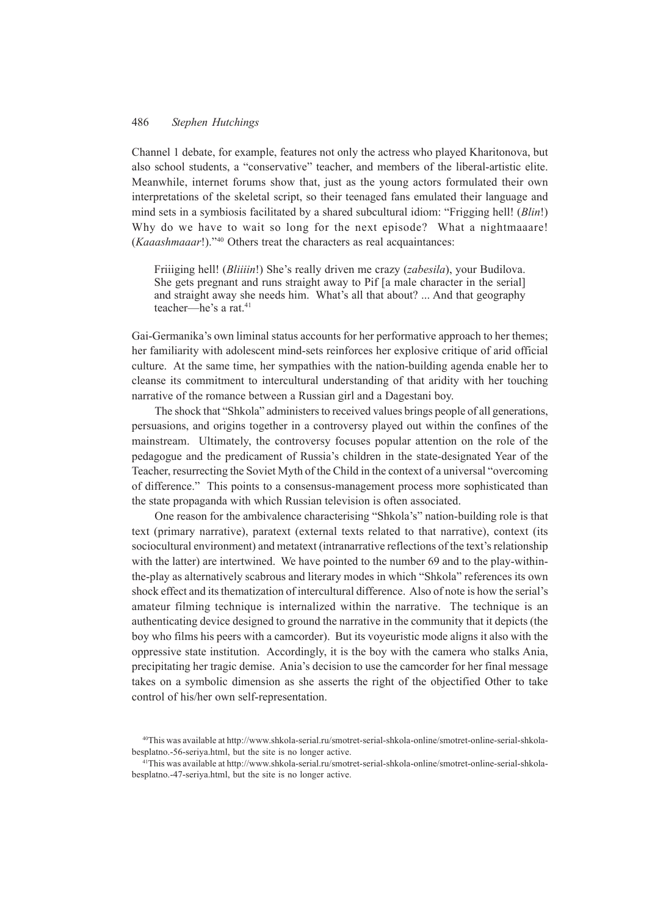Channel 1 debate, for example, features not only the actress who played Kharitonova, but also school students, a "conservative" teacher, and members of the liberal-artistic elite. Meanwhile, internet forums show that, just as the young actors formulated their own interpretations of the skeletal script, so their teenaged fans emulated their language and mind sets in a symbiosis facilitated by a shared subcultural idiom: "Frigging hell! (*Blin*!) Why do we have to wait so long for the next episode? What a nightmaaare! (*Kaaashmaaar*!)."[40] Others treat the characters as real acquaintances:

> Friiiging hell! (*Bliiiin*!) She's really driven me crazy (*zabesila*), your Budilova. She gets pregnant and runs straight away to Pif [a male character in the serial] and straight away she needs him. What's all that about? ... And that geography teacher—he's a rat.[41]

Gai-Germanika's own liminal status accounts for her performative approach to her themes; her familiarity with adolescent mind-sets reinforces her explosive critique of arid official culture. At the same time, her sympathies with the nation-building agenda enable her to cleanse its commitment to intercultural understanding of that aridity with her touching narrative of the romance between a Russian girl and a Dagestani boy.

The shock that "Shkola" administers to received values brings people of all generations, persuasions, and origins together in a controversy played out within the confines of the mainstream. Ultimately, the controversy focuses popular attention on the role of the pedagogue and the predicament of Russia's children in the state-designated Year of the Teacher, resurrecting the Soviet Myth of the Child in the context of a universal "overcoming of difference." This points to a consensus-management process more sophisticated than the state propaganda with which Russian television is often associated.

One reason for the ambivalence characterising "Shkola's" nation-building role is that text (primary narrative), paratext (external texts related to that narrative), context (its sociocultural environment) and metatext (intranarrative reflections of the text's relationship with the latter) are intertwined. We have pointed to the number 69 and to the play-within-the-play as alternatively scabrous and literary modes in which "Shkola" references its own shock effect and its thematization of intercultural difference. Also of note is how the serial's amateur filming technique is internalized within the narrative. The technique is an authenticating device designed to ground the narrative in the community that it depicts (the boy who films his peers with a camcorder). But its voyeuristic mode aligns it also with the oppressive state institution. Accordingly, it is the boy with the camera who stalks Ania, precipitating her tragic demise. Ania's decision to use the camcorder for her final message takes on a symbolic dimension as she asserts the right of the objectified Other to take control of his/her own self-representation.

[40] This was available at http://www.shkola-serial.ru/smotret-serial-shkola-online/smotret-online-serial-shkola-besplatno.-56-seriya.html, but the site is no longer active.

[41] This was available at http://www.shkola-serial.ru/smotret-serial-shkola-online/smotret-online-serial-shkola-besplatno.-47-seriya.html, but the site is no longer active.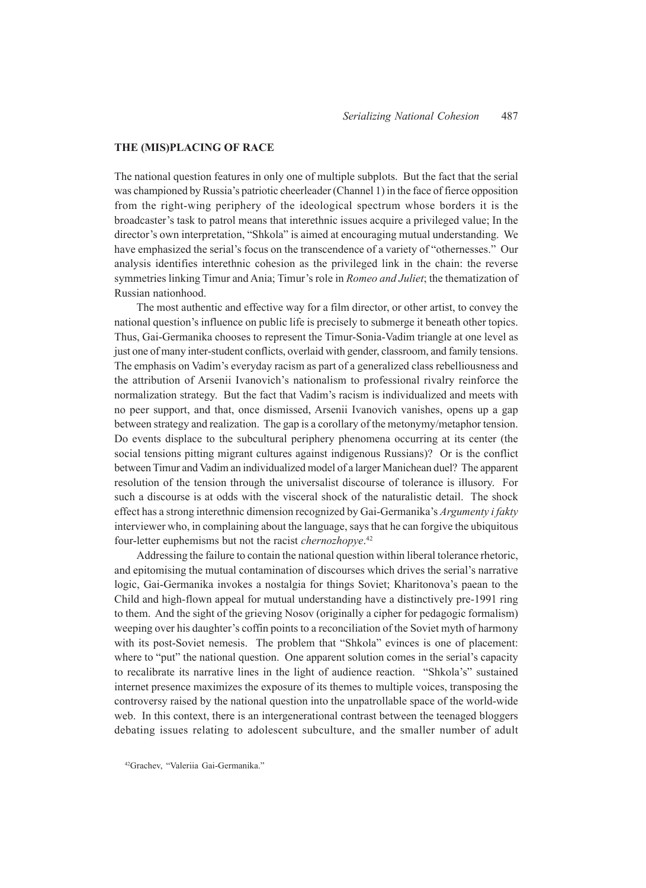## THE (MIS)PLACING OF RACE

The national question features in only one of multiple subplots. But the fact that the serial was championed by Russia's patriotic cheerleader (Channel 1) in the face of fierce opposition from the right-wing periphery of the ideological spectrum whose borders it is the broadcaster's task to patrol means that interethnic issues acquire a privileged value; In the director's own interpretation, "Shkola" is aimed at encouraging mutual understanding. We have emphasized the serial's focus on the transcendence of a variety of "othernesses." Our analysis identifies interethnic cohesion as the privileged link in the chain: the reverse symmetries linking Timur and Ania; Timur's role in *Romeo and Juliet*; the thematization of Russian nationhood.

The most authentic and effective way for a film director, or other artist, to convey the national question's influence on public life is precisely to submerge it beneath other topics. Thus, Gai-Germanika chooses to represent the Timur-Sonia-Vadim triangle at one level as just one of many inter-student conflicts, overlaid with gender, classroom, and family tensions. The emphasis on Vadim's everyday racism as part of a generalized class rebelliousness and the attribution of Arsenii Ivanovich's nationalism to professional rivalry reinforce the normalization strategy. But the fact that Vadim's racism is individualized and meets with no peer support, and that, once dismissed, Arsenii Ivanovich vanishes, opens up a gap between strategy and realization. The gap is a corollary of the metonymy/metaphor tension. Do events displace to the subcultural periphery phenomena occurring at its center (the social tensions pitting migrant cultures against indigenous Russians)? Or is the conflict between Timur and Vadim an individualized model of a larger Manichean duel? The apparent resolution of the tension through the universalist discourse of tolerance is illusory. For such a discourse is at odds with the visceral shock of the naturalistic detail. The shock effect has a strong interethnic dimension recognized by Gai-Germanika's *Argumenty i fakty* interviewer who, in complaining about the language, says that he can forgive the ubiquitous four-letter euphemisms but not the racist *chernozhopye*.[42]

Addressing the failure to contain the national question within liberal tolerance rhetoric, and epitomising the mutual contamination of discourses which drives the serial's narrative logic, Gai-Germanika invokes a nostalgia for things Soviet; Kharitonova's paean to the Child and high-flown appeal for mutual understanding have a distinctively pre-1991 ring to them. And the sight of the grieving Nosov (originally a cipher for pedagogic formalism) weeping over his daughter's coffin points to a reconciliation of the Soviet myth of harmony with its post-Soviet nemesis. The problem that "Shkola" evinces is one of placement: where to "put" the national question. One apparent solution comes in the serial's capacity to recalibrate its narrative lines in the light of audience reaction. "Shkola's" sustained internet presence maximizes the exposure of its themes to multiple voices, transposing the controversy raised by the national question into the unpatrollable space of the world-wide web. In this context, there is an intergenerational contrast between the teenaged bloggers debating issues relating to adolescent subculture, and the smaller number of adult

[42]Grachev, "Valeriia Gai-Germanika."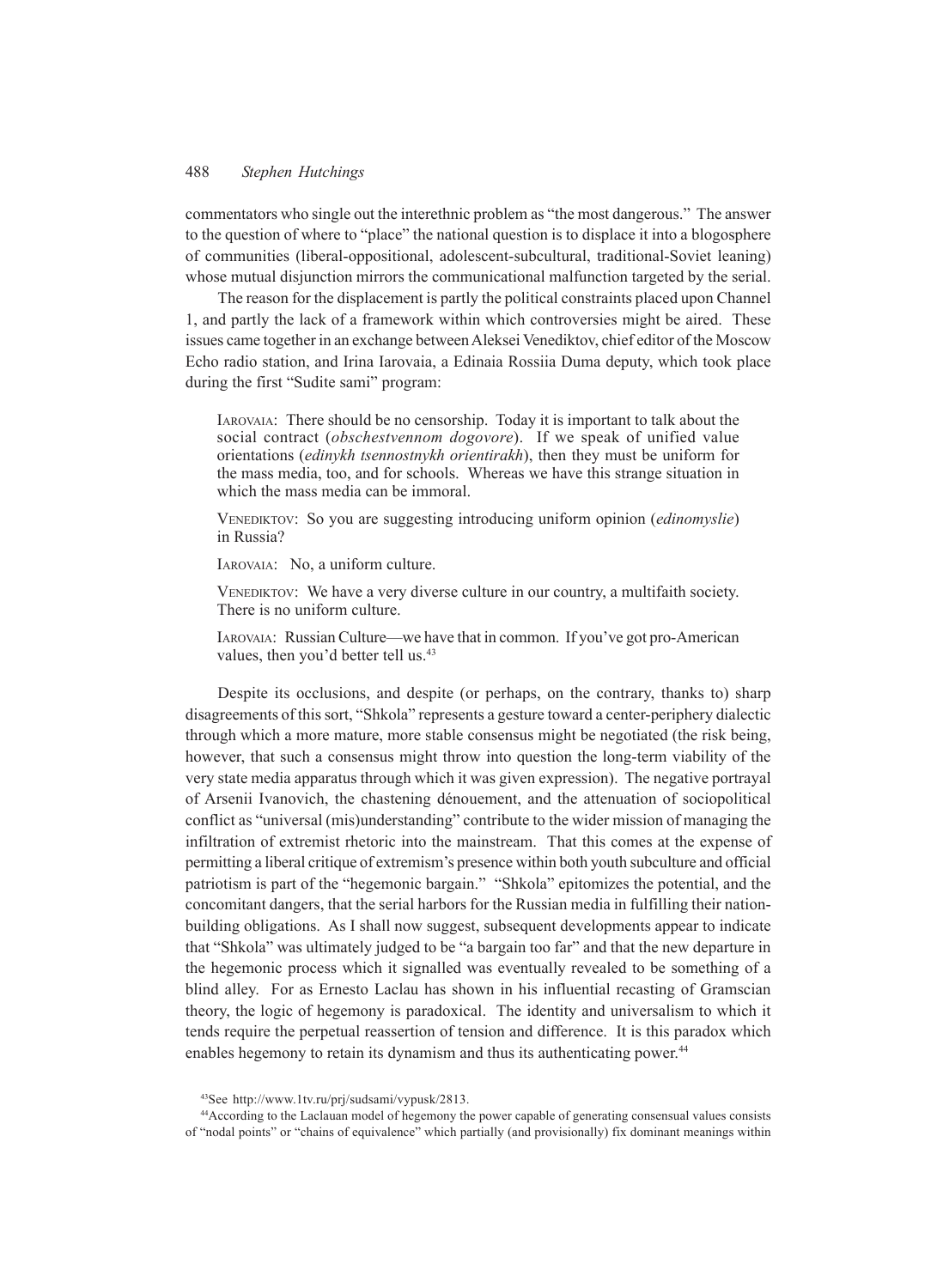commentators who single out the interethnic problem as "the most dangerous." The answer to the question of where to "place" the national question is to displace it into a blogosphere of communities (liberal-oppositional, adolescent-subcultural, traditional-Soviet leaning) whose mutual disjunction mirrors the communicational malfunction targeted by the serial.

The reason for the displacement is partly the political constraints placed upon Channel 1, and partly the lack of a framework within which controversies might be aired. These issues came together in an exchange between Aleksei Venediktov, chief editor of the Moscow Echo radio station, and Irina Iarovaia, a Edinaia Rossiia Duma deputy, which took place during the first "Sudite sami" program:

> IAROVAIA: There should be no censorship. Today it is important to talk about the social contract (*obschestvennom dogovore*). If we speak of unified value orientations (*edinykh tsennostnykh orientirakh*), then they must be uniform for the mass media, too, and for schools. Whereas we have this strange situation in which the mass media can be immoral.
>
> VENEDIKTOV: So you are suggesting introducing uniform opinion (*edinomyslie*) in Russia?
>
> IAROVAIA: No, a uniform culture.
>
> VENEDIKTOV: We have a very diverse culture in our country, a multifaith society. There is no uniform culture.
>
> IAROVAIA: Russian Culture—we have that in common. If you've got pro-American values, then you'd better tell us.[43]

Despite its occlusions, and despite (or perhaps, on the contrary, thanks to) sharp disagreements of this sort, "Shkola" represents a gesture toward a center-periphery dialectic through which a more mature, more stable consensus might be negotiated (the risk being, however, that such a consensus might throw into question the long-term viability of the very state media apparatus through which it was given expression). The negative portrayal of Arsenii Ivanovich, the chastening dénouement, and the attenuation of sociopolitical conflict as "universal (mis)understanding" contribute to the wider mission of managing the infiltration of extremist rhetoric into the mainstream. That this comes at the expense of permitting a liberal critique of extremism's presence within both youth subculture and official patriotism is part of the "hegemonic bargain." "Shkola" epitomizes the potential, and the concomitant dangers, that the serial harbors for the Russian media in fulfilling their nation-building obligations. As I shall now suggest, subsequent developments appear to indicate that "Shkola" was ultimately judged to be "a bargain too far" and that the new departure in the hegemonic process which it signalled was eventually revealed to be something of a blind alley. For as Ernesto Laclau has shown in his influential recasting of Gramscian theory, the logic of hegemony is paradoxical. The identity and universalism to which it tends require the perpetual reassertion of tension and difference. It is this paradox which enables hegemony to retain its dynamism and thus its authenticating power.[44]

[43]See http://www.1tv.ru/prj/sudsami/vypusk/2813.

[44]According to the Laclauan model of hegemony the power capable of generating consensual values consists of "nodal points" or "chains of equivalence" which partially (and provisionally) fix dominant meanings within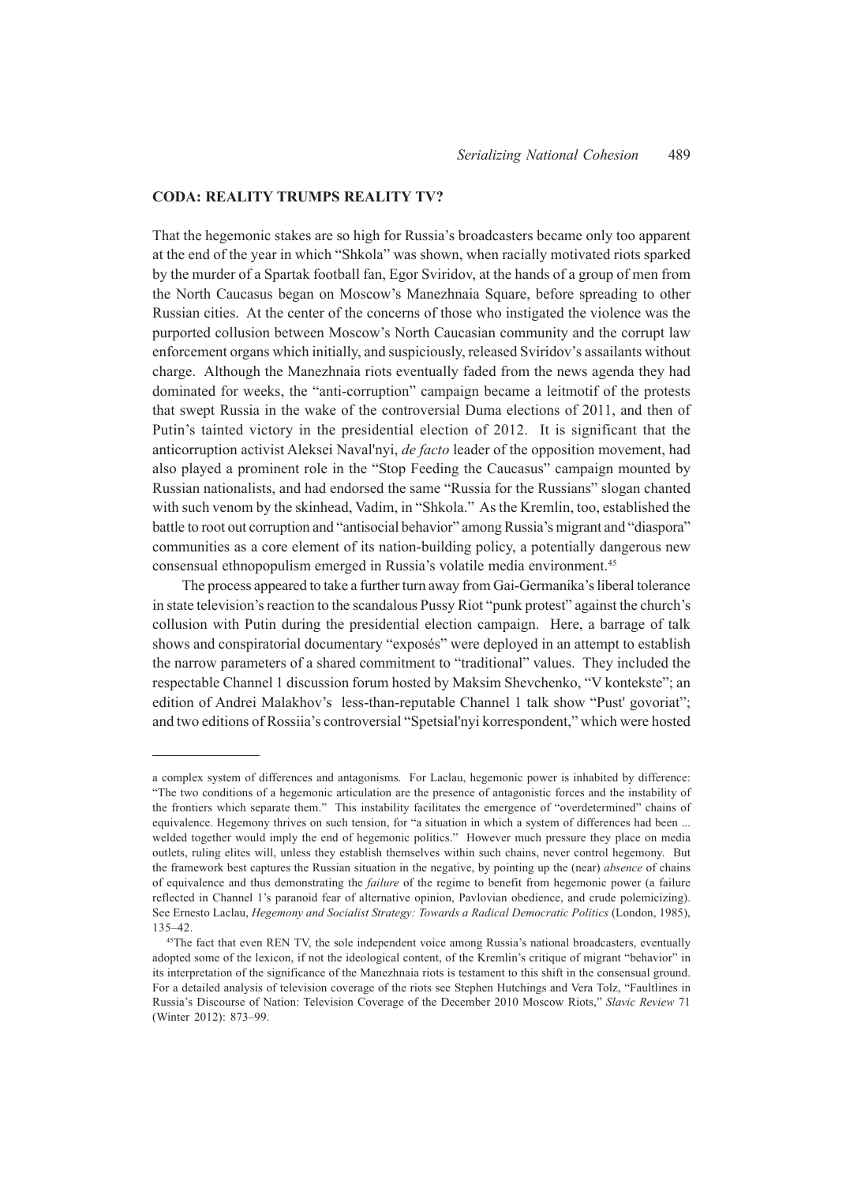## CODA: REALITY TRUMPS REALITY TV?

That the hegemonic stakes are so high for Russia's broadcasters became only too apparent at the end of the year in which "Shkola" was shown, when racially motivated riots sparked by the murder of a Spartak football fan, Egor Sviridov, at the hands of a group of men from the North Caucasus began on Moscow's Manezhnaia Square, before spreading to other Russian cities. At the center of the concerns of those who instigated the violence was the purported collusion between Moscow's North Caucasian community and the corrupt law enforcement organs which initially, and suspiciously, released Sviridov's assailants without charge. Although the Manezhnaia riots eventually faded from the news agenda they had dominated for weeks, the "anti-corruption" campaign became a leitmotif of the protests that swept Russia in the wake of the controversial Duma elections of 2011, and then of Putin's tainted victory in the presidential election of 2012. It is significant that the anticorruption activist Aleksei Naval'nyi, *de facto* leader of the opposition movement, had also played a prominent role in the "Stop Feeding the Caucasus" campaign mounted by Russian nationalists, and had endorsed the same "Russia for the Russians" slogan chanted with such venom by the skinhead, Vadim, in "Shkola." As the Kremlin, too, established the battle to root out corruption and "antisocial behavior" among Russia's migrant and "diaspora" communities as a core element of its nation-building policy, a potentially dangerous new consensual ethnopopulism emerged in Russia's volatile media environment.[45]

The process appeared to take a further turn away from Gai-Germanika's liberal tolerance in state television's reaction to the scandalous Pussy Riot "punk protest" against the church's collusion with Putin during the presidential election campaign. Here, a barrage of talk shows and conspiratorial documentary "exposés" were deployed in an attempt to establish the narrow parameters of a shared commitment to "traditional" values. They included the respectable Channel 1 discussion forum hosted by Maksim Shevchenko, "V kontekste"; an edition of Andrei Malakhov's less-than-reputable Channel 1 talk show "Pust' govoriat"; and two editions of Rossiia's controversial "Spetsial'nyi korrespondent," which were hosted

---

a complex system of differences and antagonisms. For Laclau, hegemonic power is inhabited by difference: "The two conditions of a hegemonic articulation are the presence of antagonistic forces and the instability of the frontiers which separate them." This instability facilitates the emergence of "overdetermined" chains of equivalence. Hegemony thrives on such tension, for "a situation in which a system of differences had been ... welded together would imply the end of hegemonic politics." However much pressure they place on media outlets, ruling elites will, unless they establish themselves within such chains, never control hegemony. But the framework best captures the Russian situation in the negative, by pointing up the (near) *absence* of chains of equivalence and thus demonstrating the *failure* of the regime to benefit from hegemonic power (a failure reflected in Channel 1's paranoid fear of alternative opinion, Pavlovian obedience, and crude polemicizing). See Ernesto Laclau, *Hegemony and Socialist Strategy: Towards a Radical Democratic Politics* (London, 1985), 135–42.

[45] The fact that even REN TV, the sole independent voice among Russia's national broadcasters, eventually adopted some of the lexicon, if not the ideological content, of the Kremlin's critique of migrant "behavior" in its interpretation of the significance of the Manezhnaia riots is testament to this shift in the consensual ground. For a detailed analysis of television coverage of the riots see Stephen Hutchings and Vera Tolz, "Faultlines in Russia's Discourse of Nation: Television Coverage of the December 2010 Moscow Riots," *Slavic Review* 71 (Winter 2012): 873–99.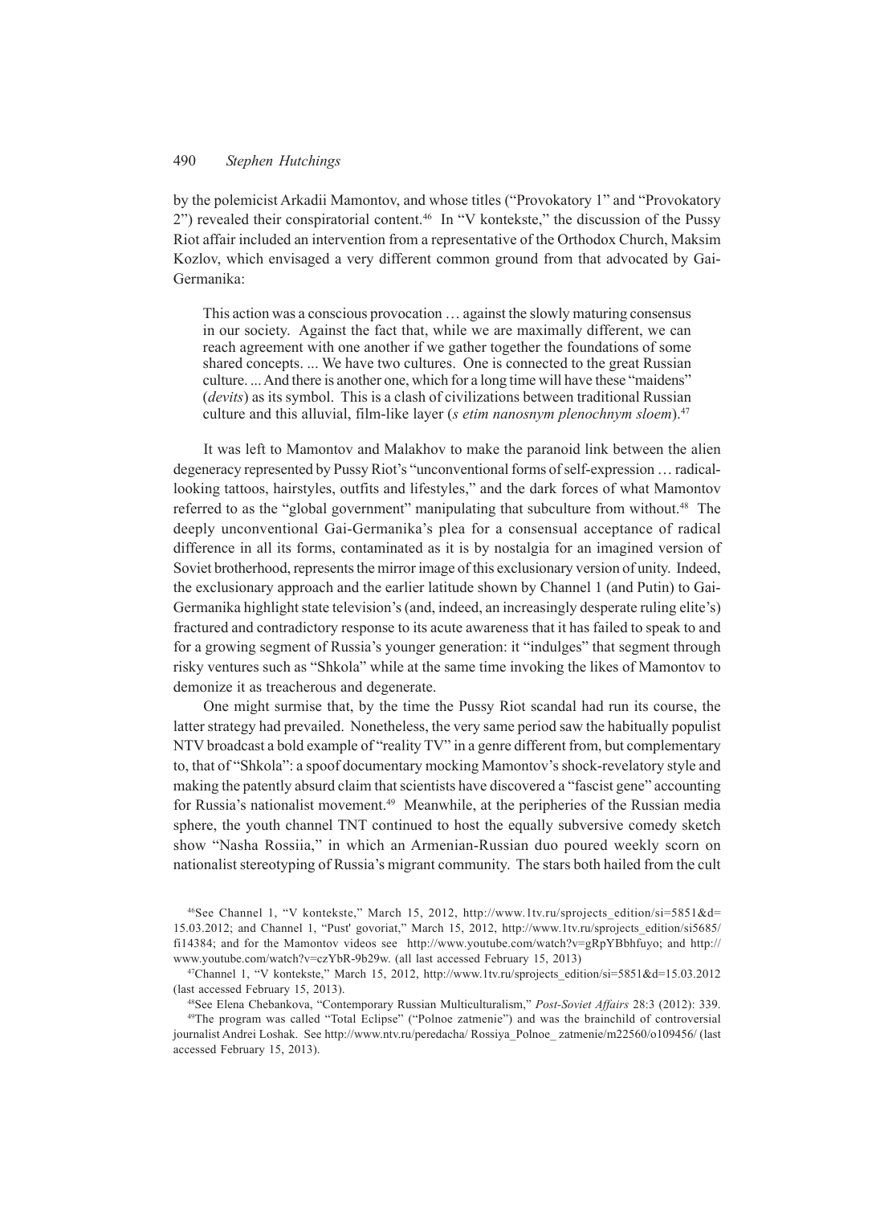by the polemicist Arkadii Mamontov, and whose titles ("Provokatory 1" and "Provokatory 2") revealed their conspiratorial content.[46] In "V kontekste," the discussion of the Pussy Riot affair included an intervention from a representative of the Orthodox Church, Maksim Kozlov, which envisaged a very different common ground from that advocated by Gai-Germanika:

> This action was a conscious provocation … against the slowly maturing consensus in our society. Against the fact that, while we are maximally different, we can reach agreement with one another if we gather together the foundations of some shared concepts. ... We have two cultures. One is connected to the great Russian culture. ... And there is another one, which for a long time will have these "maidens" (*devits*) as its symbol. This is a clash of civilizations between traditional Russian culture and this alluvial, film-like layer (*s etim nanosnym plenochnym sloem*).[47]

It was left to Mamontov and Malakhov to make the paranoid link between the alien degeneracy represented by Pussy Riot's "unconventional forms of self-expression … radical-looking tattoos, hairstyles, outfits and lifestyles," and the dark forces of what Mamontov referred to as the "global government" manipulating that subculture from without.[48] The deeply unconventional Gai-Germanika's plea for a consensual acceptance of radical difference in all its forms, contaminated as it is by nostalgia for an imagined version of Soviet brotherhood, represents the mirror image of this exclusionary version of unity. Indeed, the exclusionary approach and the earlier latitude shown by Channel 1 (and Putin) to Gai-Germanika highlight state television's (and, indeed, an increasingly desperate ruling elite's) fractured and contradictory response to its acute awareness that it has failed to speak to and for a growing segment of Russia's younger generation: it "indulges" that segment through risky ventures such as "Shkola" while at the same time invoking the likes of Mamontov to demonize it as treacherous and degenerate.

One might surmise that, by the time the Pussy Riot scandal had run its course, the latter strategy had prevailed. Nonetheless, the very same period saw the habitually populist NTV broadcast a bold example of "reality TV" in a genre different from, but complementary to, that of "Shkola": a spoof documentary mocking Mamontov's shock-revelatory style and making the patently absurd claim that scientists have discovered a "fascist gene" accounting for Russia's nationalist movement.[49] Meanwhile, at the peripheries of the Russian media sphere, the youth channel TNT continued to host the equally subversive comedy sketch show "Nasha Rossiia," in which an Armenian-Russian duo poured weekly scorn on nationalist stereotyping of Russia's migrant community. The stars both hailed from the cult

[46]See Channel 1, "V kontekste," March 15, 2012, http://www.1tv.ru/sprojects_edition/si=5851&d=15.03.2012; and Channel 1, "Pust' govoriat," March 15, 2012, http://www.1tv.ru/sprojects_edition/si5685/fi14384; and for the Mamontov videos see http://www.youtube.com/watch?v=gRpYBbhfuyo; and http://www.youtube.com/watch?v=czYbR-9b29w. (all last accessed February 15, 2013)

[47]Channel 1, "V kontekste," March 15, 2012, http://www.1tv.ru/sprojects_edition/si=5851&d=15.03.2012 (last accessed February 15, 2013).

[48]See Elena Chebankova, "Contemporary Russian Multiculturalism," *Post-Soviet Affairs* 28:3 (2012): 339.

[49]The program was called "Total Eclipse" ("Polnoe zatmenie") and was the brainchild of controversial journalist Andrei Loshak. See http://www.ntv.ru/peredacha/ Rossiya_Polnoe_ zatmenie/m22560/o109456/ (last accessed February 15, 2013).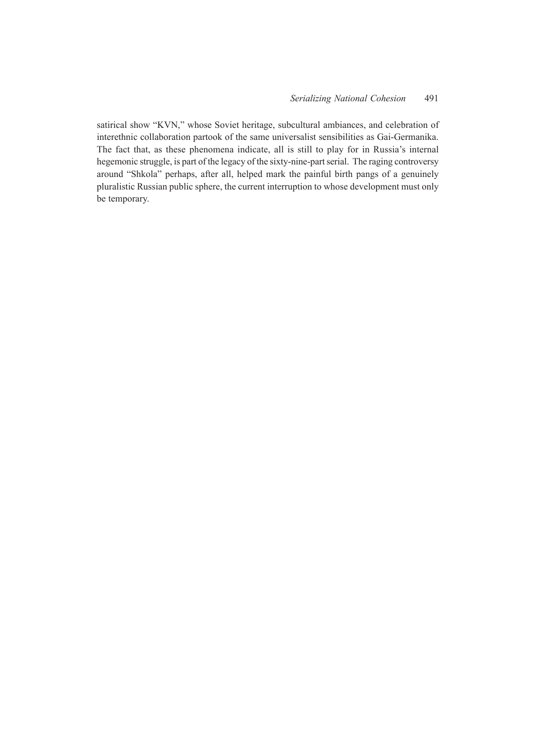satirical show "KVN," whose Soviet heritage, subcultural ambiances, and celebration of interethnic collaboration partook of the same universalist sensibilities as Gai-Germanika. The fact that, as these phenomena indicate, all is still to play for in Russia's internal hegemonic struggle, is part of the legacy of the sixty-nine-part serial. The raging controversy around "Shkola" perhaps, after all, helped mark the painful birth pangs of a genuinely pluralistic Russian public sphere, the current interruption to whose development must only be temporary.